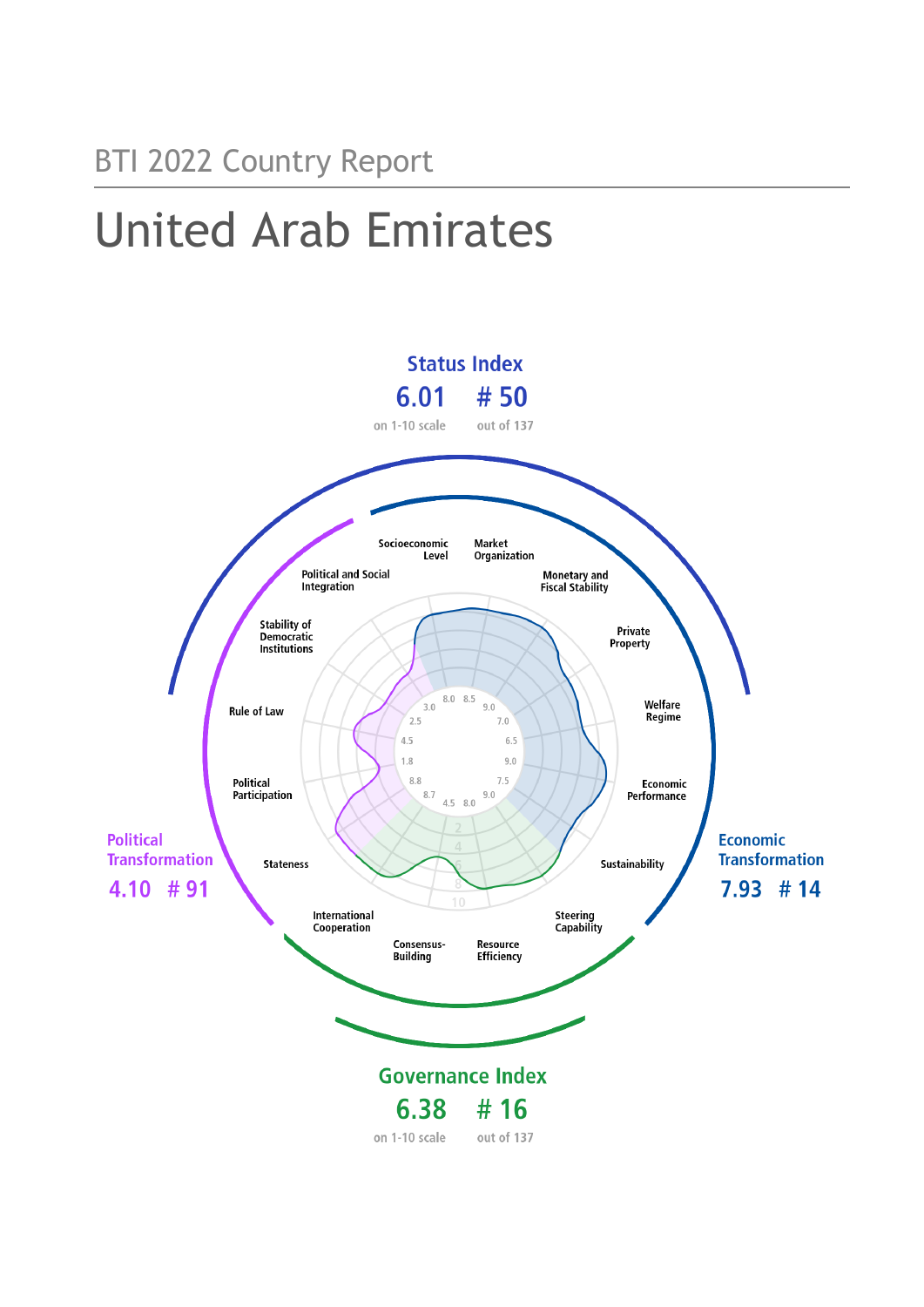BTI 2022 Country Report

# United Arab Emirates

## Status Index

**6.01** on 1-10 scale

**# 50** out of 137

Political and Social Integration
Socioeconomic Level
Market Organization
Monetary and Fiscal Stability
Private Property
Welfare Regime
Economic Performance
Sustainability
Steering Capability
Resource Efficiency
Consensus-Building
International Cooperation
Stateness
Political Participation
Rule of Law
Stability of Democratic Institutions

3.0 8.0 8.5 9.0
2.5 7.0
4.5 6.5
1.8 9.0
8.8 7.5
8.7 4.5 8.0 9.0

## Political Transformation

**4.10 # 91**

## Economic Transformation

**7.93 # 14**

## Governance Index

**6.38** on 1-10 scale

**# 16** out of 137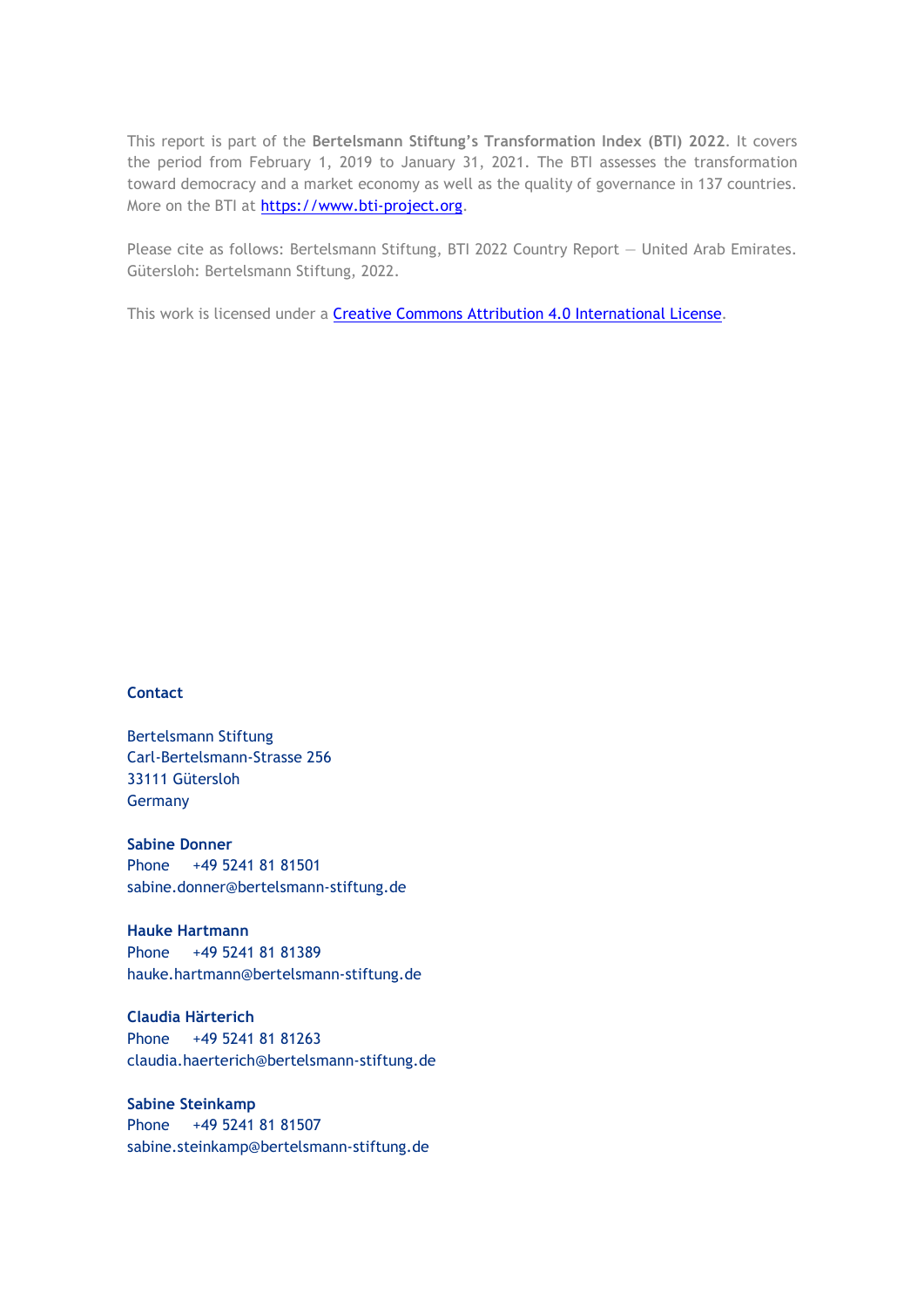This report is part of the **Bertelsmann Stiftung's Transformation Index (BTI) 2022**. It covers the period from February 1, 2019 to January 31, 2021. The BTI assesses the transformation toward democracy and a market economy as well as the quality of governance in 137 countries. More on the BTI at [https://www.bti-project.org](https://www.bti-project.org).

Please cite as follows: Bertelsmann Stiftung, BTI 2022 Country Report — United Arab Emirates. Gütersloh: Bertelsmann Stiftung, 2022.

This work is licensed under a [Creative Commons Attribution 4.0 International License](https://creativecommons.org/licenses/by/4.0/).

**Contact**

Bertelsmann Stiftung
Carl-Bertelsmann-Strasse 256
33111 Gütersloh
Germany

**Sabine Donner**
Phone +49 5241 81 81501
sabine.donner@bertelsmann-stiftung.de

**Hauke Hartmann**
Phone +49 5241 81 81389
hauke.hartmann@bertelsmann-stiftung.de

**Claudia Härterich**
Phone +49 5241 81 81263
claudia.haerterich@bertelsmann-stiftung.de

**Sabine Steinkamp**
Phone +49 5241 81 81507
sabine.steinkamp@bertelsmann-stiftung.de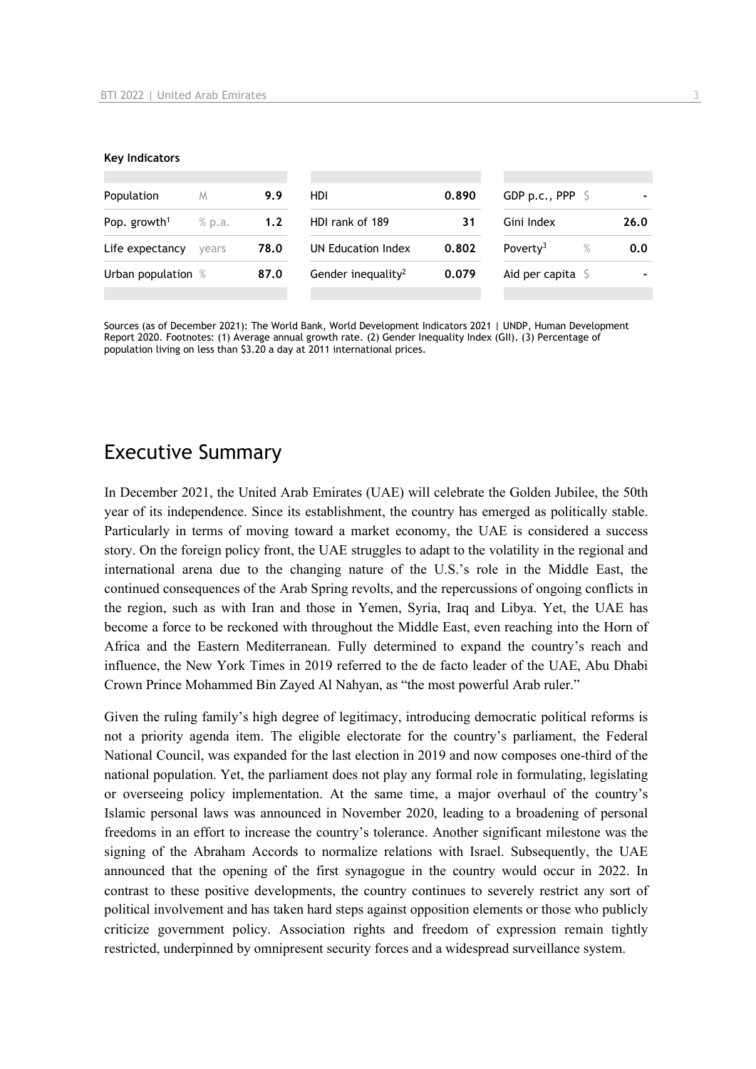**Key Indicators**

| Population | M | 9.9 | HDI | 0.890 | GDP p.c., PPP | $ | - |
|---|---|---|---|---|---|---|---|
| Pop. growth[1] | % p.a. | 1.2 | HDI rank of 189 | 31 | Gini Index | | 26.0 |
| Life expectancy | years | 78.0 | UN Education Index | 0.802 | Poverty[3] | % | 0.0 |
| Urban population | % | 87.0 | Gender inequality[2] | 0.079 | Aid per capita | $ | - |

Sources (as of December 2021): The World Bank, World Development Indicators 2021 | UNDP, Human Development Report 2020. Footnotes: (1) Average annual growth rate. (2) Gender Inequality Index (GII). (3) Percentage of population living on less than $3.20 a day at 2011 international prices.

# Executive Summary

In December 2021, the United Arab Emirates (UAE) will celebrate the Golden Jubilee, the 50th year of its independence. Since its establishment, the country has emerged as politically stable. Particularly in terms of moving toward a market economy, the UAE is considered a success story. On the foreign policy front, the UAE struggles to adapt to the volatility in the regional and international arena due to the changing nature of the U.S.'s role in the Middle East, the continued consequences of the Arab Spring revolts, and the repercussions of ongoing conflicts in the region, such as with Iran and those in Yemen, Syria, Iraq and Libya. Yet, the UAE has become a force to be reckoned with throughout the Middle East, even reaching into the Horn of Africa and the Eastern Mediterranean. Fully determined to expand the country's reach and influence, the New York Times in 2019 referred to the de facto leader of the UAE, Abu Dhabi Crown Prince Mohammed Bin Zayed Al Nahyan, as "the most powerful Arab ruler."

Given the ruling family's high degree of legitimacy, introducing democratic political reforms is not a priority agenda item. The eligible electorate for the country's parliament, the Federal National Council, was expanded for the last election in 2019 and now composes one-third of the national population. Yet, the parliament does not play any formal role in formulating, legislating or overseeing policy implementation. At the same time, a major overhaul of the country's Islamic personal laws was announced in November 2020, leading to a broadening of personal freedoms in an effort to increase the country's tolerance. Another significant milestone was the signing of the Abraham Accords to normalize relations with Israel. Subsequently, the UAE announced that the opening of the first synagogue in the country would occur in 2022. In contrast to these positive developments, the country continues to severely restrict any sort of political involvement and has taken hard steps against opposition elements or those who publicly criticize government policy. Association rights and freedom of expression remain tightly restricted, underpinned by omnipresent security forces and a widespread surveillance system.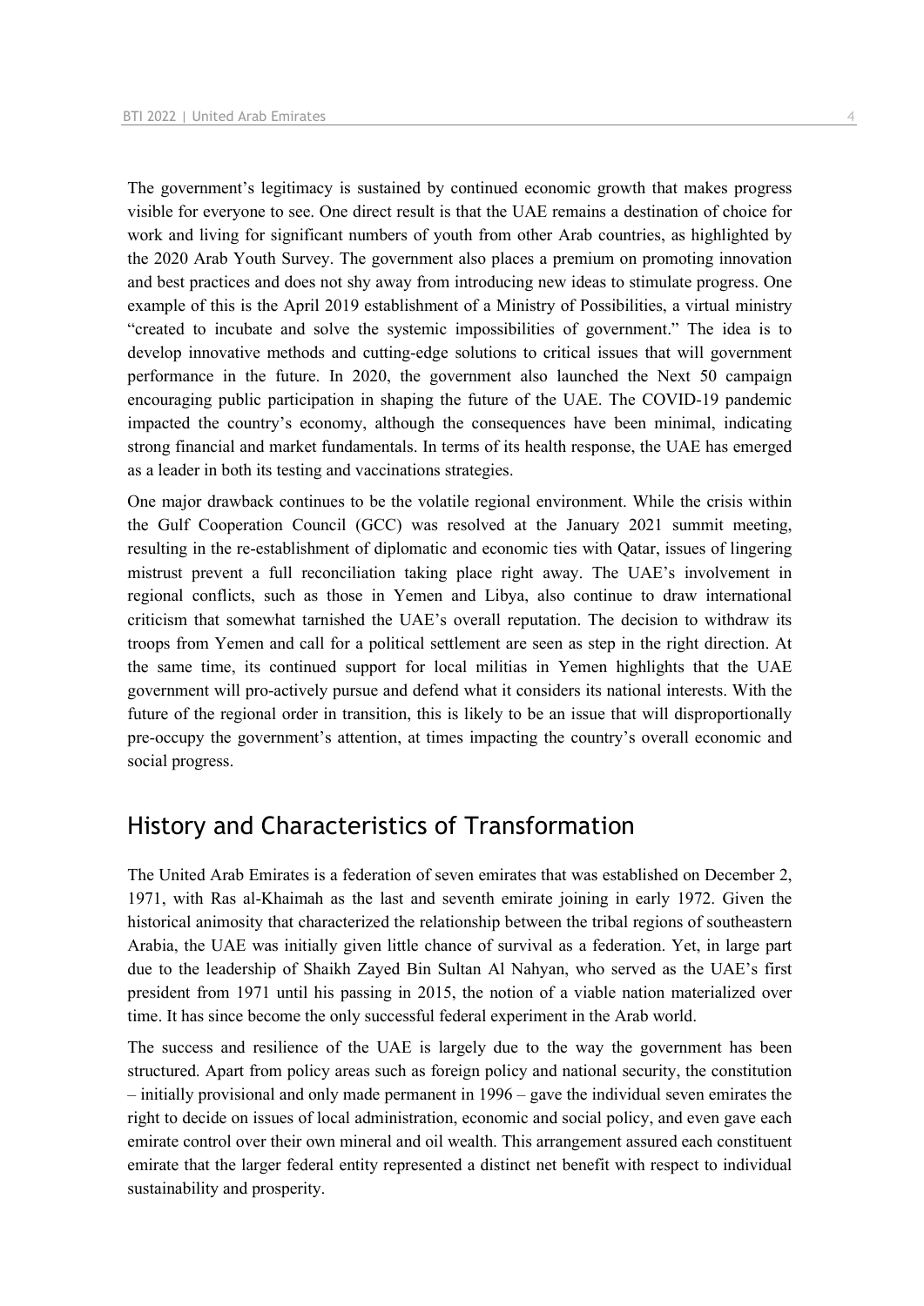The government's legitimacy is sustained by continued economic growth that makes progress visible for everyone to see. One direct result is that the UAE remains a destination of choice for work and living for significant numbers of youth from other Arab countries, as highlighted by the 2020 Arab Youth Survey. The government also places a premium on promoting innovation and best practices and does not shy away from introducing new ideas to stimulate progress. One example of this is the April 2019 establishment of a Ministry of Possibilities, a virtual ministry "created to incubate and solve the systemic impossibilities of government." The idea is to develop innovative methods and cutting-edge solutions to critical issues that will government performance in the future. In 2020, the government also launched the Next 50 campaign encouraging public participation in shaping the future of the UAE. The COVID-19 pandemic impacted the country's economy, although the consequences have been minimal, indicating strong financial and market fundamentals. In terms of its health response, the UAE has emerged as a leader in both its testing and vaccinations strategies.

One major drawback continues to be the volatile regional environment. While the crisis within the Gulf Cooperation Council (GCC) was resolved at the January 2021 summit meeting, resulting in the re-establishment of diplomatic and economic ties with Qatar, issues of lingering mistrust prevent a full reconciliation taking place right away. The UAE's involvement in regional conflicts, such as those in Yemen and Libya, also continue to draw international criticism that somewhat tarnished the UAE's overall reputation. The decision to withdraw its troops from Yemen and call for a political settlement are seen as step in the right direction. At the same time, its continued support for local militias in Yemen highlights that the UAE government will pro-actively pursue and defend what it considers its national interests. With the future of the regional order in transition, this is likely to be an issue that will disproportionally pre-occupy the government's attention, at times impacting the country's overall economic and social progress.

## History and Characteristics of Transformation

The United Arab Emirates is a federation of seven emirates that was established on December 2, 1971, with Ras al-Khaimah as the last and seventh emirate joining in early 1972. Given the historical animosity that characterized the relationship between the tribal regions of southeastern Arabia, the UAE was initially given little chance of survival as a federation. Yet, in large part due to the leadership of Shaikh Zayed Bin Sultan Al Nahyan, who served as the UAE's first president from 1971 until his passing in 2015, the notion of a viable nation materialized over time. It has since become the only successful federal experiment in the Arab world.

The success and resilience of the UAE is largely due to the way the government has been structured. Apart from policy areas such as foreign policy and national security, the constitution – initially provisional and only made permanent in 1996 – gave the individual seven emirates the right to decide on issues of local administration, economic and social policy, and even gave each emirate control over their own mineral and oil wealth. This arrangement assured each constituent emirate that the larger federal entity represented a distinct net benefit with respect to individual sustainability and prosperity.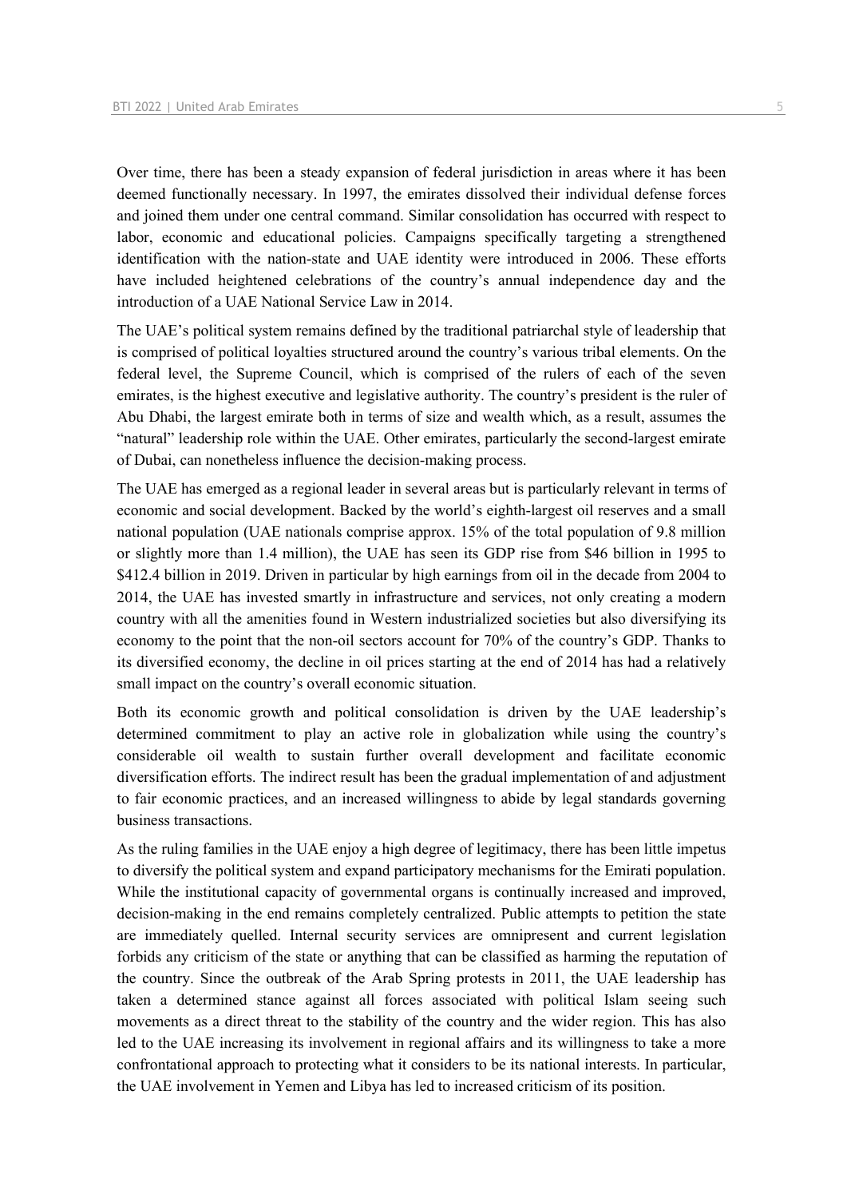Over time, there has been a steady expansion of federal jurisdiction in areas where it has been deemed functionally necessary. In 1997, the emirates dissolved their individual defense forces and joined them under one central command. Similar consolidation has occurred with respect to labor, economic and educational policies. Campaigns specifically targeting a strengthened identification with the nation-state and UAE identity were introduced in 2006. These efforts have included heightened celebrations of the country's annual independence day and the introduction of a UAE National Service Law in 2014.

The UAE's political system remains defined by the traditional patriarchal style of leadership that is comprised of political loyalties structured around the country's various tribal elements. On the federal level, the Supreme Council, which is comprised of the rulers of each of the seven emirates, is the highest executive and legislative authority. The country's president is the ruler of Abu Dhabi, the largest emirate both in terms of size and wealth which, as a result, assumes the "natural" leadership role within the UAE. Other emirates, particularly the second-largest emirate of Dubai, can nonetheless influence the decision-making process.

The UAE has emerged as a regional leader in several areas but is particularly relevant in terms of economic and social development. Backed by the world's eighth-largest oil reserves and a small national population (UAE nationals comprise approx. 15% of the total population of 9.8 million or slightly more than 1.4 million), the UAE has seen its GDP rise from $46 billion in 1995 to $412.4 billion in 2019. Driven in particular by high earnings from oil in the decade from 2004 to 2014, the UAE has invested smartly in infrastructure and services, not only creating a modern country with all the amenities found in Western industrialized societies but also diversifying its economy to the point that the non-oil sectors account for 70% of the country's GDP. Thanks to its diversified economy, the decline in oil prices starting at the end of 2014 has had a relatively small impact on the country's overall economic situation.

Both its economic growth and political consolidation is driven by the UAE leadership's determined commitment to play an active role in globalization while using the country's considerable oil wealth to sustain further overall development and facilitate economic diversification efforts. The indirect result has been the gradual implementation of and adjustment to fair economic practices, and an increased willingness to abide by legal standards governing business transactions.

As the ruling families in the UAE enjoy a high degree of legitimacy, there has been little impetus to diversify the political system and expand participatory mechanisms for the Emirati population. While the institutional capacity of governmental organs is continually increased and improved, decision-making in the end remains completely centralized. Public attempts to petition the state are immediately quelled. Internal security services are omnipresent and current legislation forbids any criticism of the state or anything that can be classified as harming the reputation of the country. Since the outbreak of the Arab Spring protests in 2011, the UAE leadership has taken a determined stance against all forces associated with political Islam seeing such movements as a direct threat to the stability of the country and the wider region. This has also led to the UAE increasing its involvement in regional affairs and its willingness to take a more confrontational approach to protecting what it considers to be its national interests. In particular, the UAE involvement in Yemen and Libya has led to increased criticism of its position.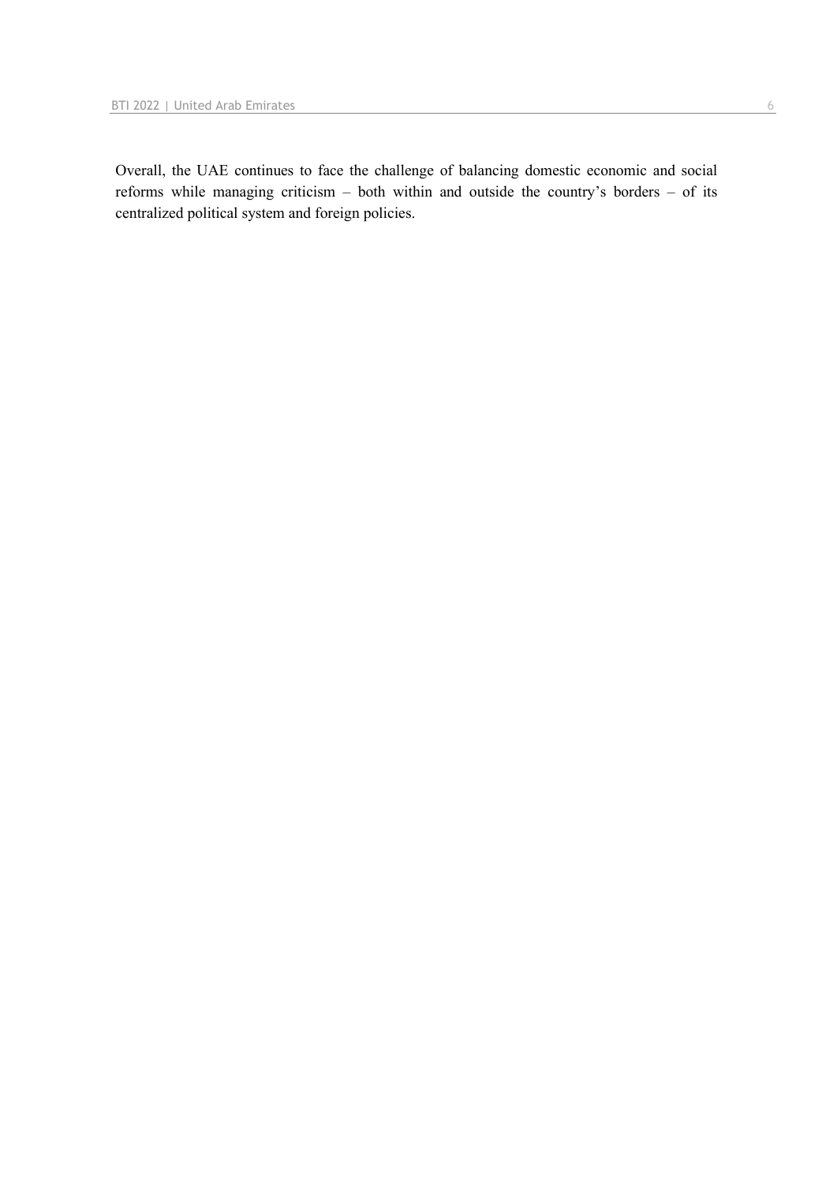Overall, the UAE continues to face the challenge of balancing domestic economic and social reforms while managing criticism – both within and outside the country's borders – of its centralized political system and foreign policies.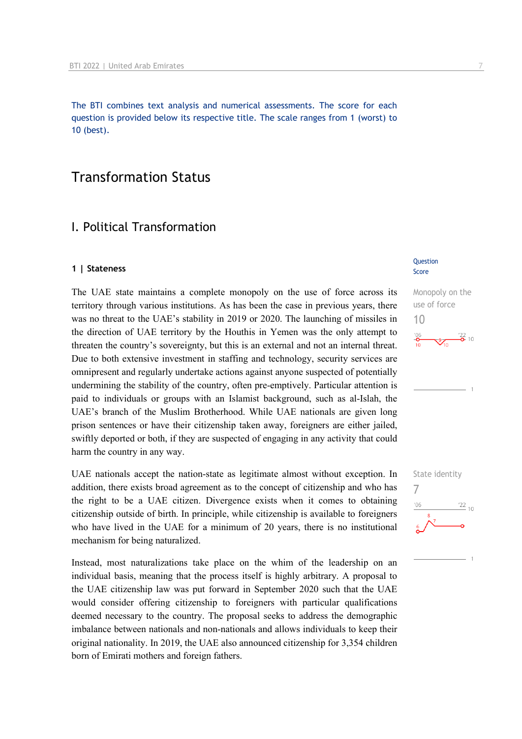The BTI combines text analysis and numerical assessments. The score for each question is provided below its respective title. The scale ranges from 1 (worst) to 10 (best).

# Transformation Status

## I. Political Transformation

### 1 | Stateness

Question Score

**Monopoly on the use of force**
10

The UAE state maintains a complete monopoly on the use of force across its territory through various institutions. As has been the case in previous years, there was no threat to the UAE's stability in 2019 or 2020. The launching of missiles in the direction of UAE territory by the Houthis in Yemen was the only attempt to threaten the country's sovereignty, but this is an external and not an internal threat. Due to both extensive investment in staffing and technology, security services are omnipresent and regularly undertake actions against anyone suspected of potentially undermining the stability of the country, often pre-emptively. Particular attention is paid to individuals or groups with an Islamist background, such as al-Islah, the UAE's branch of the Muslim Brotherhood. While UAE nationals are given long prison sentences or have their citizenship taken away, foreigners are either jailed, swiftly deported or both, if they are suspected of engaging in any activity that could harm the country in any way.

**State identity**
7

UAE nationals accept the nation-state as legitimate almost without exception. In addition, there exists broad agreement as to the concept of citizenship and who has the right to be a UAE citizen. Divergence exists when it comes to obtaining citizenship outside of birth. In principle, while citizenship is available to foreigners who have lived in the UAE for a minimum of 20 years, there is no institutional mechanism for being naturalized.

Instead, most naturalizations take place on the whim of the leadership on an individual basis, meaning that the process itself is highly arbitrary. A proposal to the UAE citizenship law was put forward in September 2020 such that the UAE would consider offering citizenship to foreigners with particular qualifications deemed necessary to the country. The proposal seeks to address the demographic imbalance between nationals and non-nationals and allows individuals to keep their original nationality. In 2019, the UAE also announced citizenship for 3,354 children born of Emirati mothers and foreign fathers.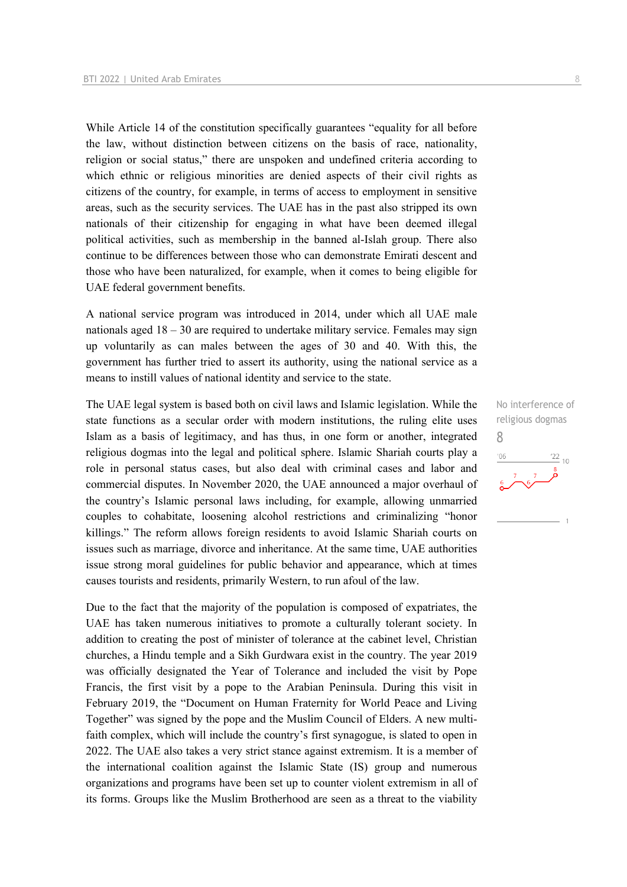While Article 14 of the constitution specifically guarantees "equality for all before the law, without distinction between citizens on the basis of race, nationality, religion or social status," there are unspoken and undefined criteria according to which ethnic or religious minorities are denied aspects of their civil rights as citizens of the country, for example, in terms of access to employment in sensitive areas, such as the security services. The UAE has in the past also stripped its own nationals of their citizenship for engaging in what have been deemed illegal political activities, such as membership in the banned al-Islah group. There also continue to be differences between those who can demonstrate Emirati descent and those who have been naturalized, for example, when it comes to being eligible for UAE federal government benefits.

A national service program was introduced in 2014, under which all UAE male nationals aged 18 – 30 are required to undertake military service. Females may sign up voluntarily as can males between the ages of 30 and 40. With this, the government has further tried to assert its authority, using the national service as a means to instill values of national identity and service to the state.

No interference of religious dogmas
8

The UAE legal system is based both on civil laws and Islamic legislation. While the state functions as a secular order with modern institutions, the ruling elite uses Islam as a basis of legitimacy, and has thus, in one form or another, integrated religious dogmas into the legal and political sphere. Islamic Shariah courts play a role in personal status cases, but also deal with criminal cases and labor and commercial disputes. In November 2020, the UAE announced a major overhaul of the country's Islamic personal laws including, for example, allowing unmarried couples to cohabitate, loosening alcohol restrictions and criminalizing "honor killings." The reform allows foreign residents to avoid Islamic Shariah courts on issues such as marriage, divorce and inheritance. At the same time, UAE authorities issue strong moral guidelines for public behavior and appearance, which at times causes tourists and residents, primarily Western, to run afoul of the law.

Due to the fact that the majority of the population is composed of expatriates, the UAE has taken numerous initiatives to promote a culturally tolerant society. In addition to creating the post of minister of tolerance at the cabinet level, Christian churches, a Hindu temple and a Sikh Gurdwara exist in the country. The year 2019 was officially designated the Year of Tolerance and included the visit by Pope Francis, the first visit by a pope to the Arabian Peninsula. During this visit in February 2019, the "Document on Human Fraternity for World Peace and Living Together" was signed by the pope and the Muslim Council of Elders. A new multi-faith complex, which will include the country's first synagogue, is slated to open in 2022. The UAE also takes a very strict stance against extremism. It is a member of the international coalition against the Islamic State (IS) group and numerous organizations and programs have been set up to counter violent extremism in all of its forms. Groups like the Muslim Brotherhood are seen as a threat to the viability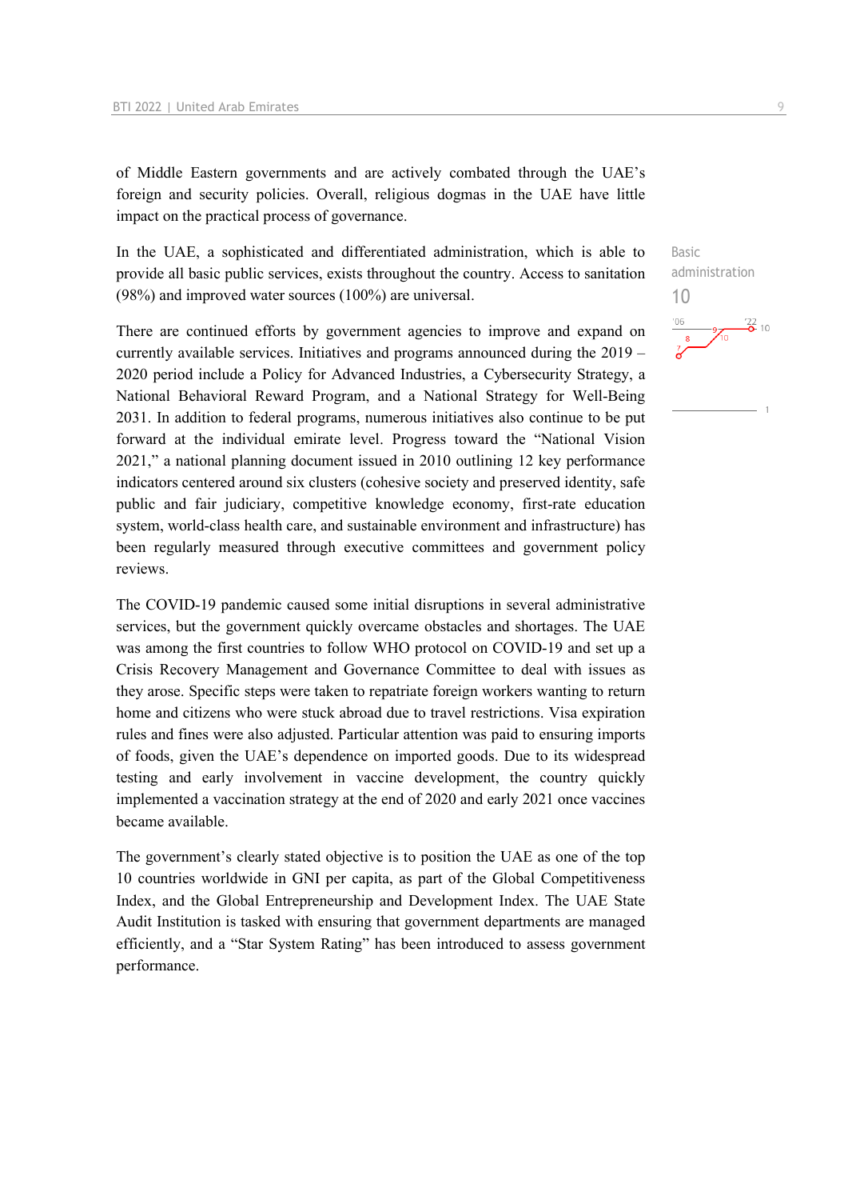of Middle Eastern governments and are actively combated through the UAE's foreign and security policies. Overall, religious dogmas in the UAE have little impact on the practical process of governance.

Basic administration
10

In the UAE, a sophisticated and differentiated administration, which is able to provide all basic public services, exists throughout the country. Access to sanitation (98%) and improved water sources (100%) are universal.

There are continued efforts by government agencies to improve and expand on currently available services. Initiatives and programs announced during the 2019 – 2020 period include a Policy for Advanced Industries, a Cybersecurity Strategy, a National Behavioral Reward Program, and a National Strategy for Well-Being 2031. In addition to federal programs, numerous initiatives also continue to be put forward at the individual emirate level. Progress toward the "National Vision 2021," a national planning document issued in 2010 outlining 12 key performance indicators centered around six clusters (cohesive society and preserved identity, safe public and fair judiciary, competitive knowledge economy, first-rate education system, world-class health care, and sustainable environment and infrastructure) has been regularly measured through executive committees and government policy reviews.

The COVID-19 pandemic caused some initial disruptions in several administrative services, but the government quickly overcame obstacles and shortages. The UAE was among the first countries to follow WHO protocol on COVID-19 and set up a Crisis Recovery Management and Governance Committee to deal with issues as they arose. Specific steps were taken to repatriate foreign workers wanting to return home and citizens who were stuck abroad due to travel restrictions. Visa expiration rules and fines were also adjusted. Particular attention was paid to ensuring imports of foods, given the UAE's dependence on imported goods. Due to its widespread testing and early involvement in vaccine development, the country quickly implemented a vaccination strategy at the end of 2020 and early 2021 once vaccines became available.

The government's clearly stated objective is to position the UAE as one of the top 10 countries worldwide in GNI per capita, as part of the Global Competitiveness Index, and the Global Entrepreneurship and Development Index. The UAE State Audit Institution is tasked with ensuring that government departments are managed efficiently, and a "Star System Rating" has been introduced to assess government performance.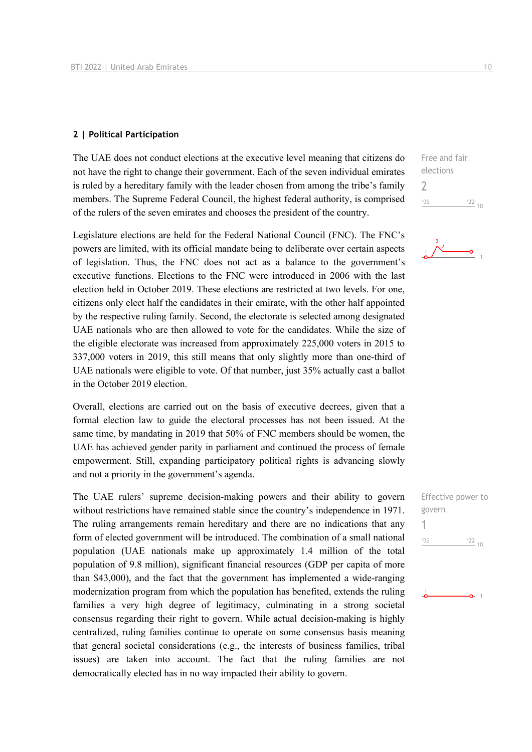## 2 | Political Participation

The UAE does not conduct elections at the executive level meaning that citizens do not have the right to change their government. Each of the seven individual emirates is ruled by a hereditary family with the leader chosen from among the tribe's family members. The Supreme Federal Council, the highest federal authority, is comprised of the rulers of the seven emirates and chooses the president of the country.

Free and fair elections
2

Legislature elections are held for the Federal National Council (FNC). The FNC's powers are limited, with its official mandate being to deliberate over certain aspects of legislation. Thus, the FNC does not act as a balance to the government's executive functions. Elections to the FNC were introduced in 2006 with the last election held in October 2019. These elections are restricted at two levels. For one, citizens only elect half the candidates in their emirate, with the other half appointed by the respective ruling family. Second, the electorate is selected among designated UAE nationals who are then allowed to vote for the candidates. While the size of the eligible electorate was increased from approximately 225,000 voters in 2015 to 337,000 voters in 2019, this still means that only slightly more than one-third of UAE nationals were eligible to vote. Of that number, just 35% actually cast a ballot in the October 2019 election.

Overall, elections are carried out on the basis of executive decrees, given that a formal election law to guide the electoral processes has not been issued. At the same time, by mandating in 2019 that 50% of FNC members should be women, the UAE has achieved gender parity in parliament and continued the process of female empowerment. Still, expanding participatory political rights is advancing slowly and not a priority in the government's agenda.

The UAE rulers' supreme decision-making powers and their ability to govern without restrictions have remained stable since the country's independence in 1971. The ruling arrangements remain hereditary and there are no indications that any form of elected government will be introduced. The combination of a small national population (UAE nationals make up approximately 1.4 million of the total population of 9.8 million), significant financial resources (GDP per capita of more than $43,000), and the fact that the government has implemented a wide-ranging modernization program from which the population has benefited, extends the ruling families a very high degree of legitimacy, culminating in a strong societal consensus regarding their right to govern. While actual decision-making is highly centralized, ruling families continue to operate on some consensus basis meaning that general societal considerations (e.g., the interests of business families, tribal issues) are taken into account. The fact that the ruling families are not democratically elected has in no way impacted their ability to govern.

Effective power to govern
1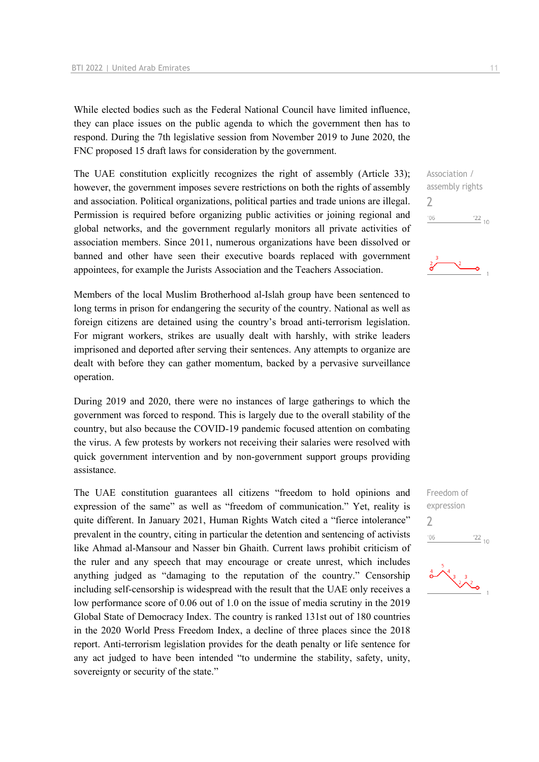While elected bodies such as the Federal National Council have limited influence, they can place issues on the public agenda to which the government then has to respond. During the 7th legislative session from November 2019 to June 2020, the FNC proposed 15 draft laws for consideration by the government.

Association / assembly rights
2

The UAE constitution explicitly recognizes the right of assembly (Article 33); however, the government imposes severe restrictions on both the rights of assembly and association. Political organizations, political parties and trade unions are illegal. Permission is required before organizing public activities or joining regional and global networks, and the government regularly monitors all private activities of association members. Since 2011, numerous organizations have been dissolved or banned and other have seen their executive boards replaced with government appointees, for example the Jurists Association and the Teachers Association.

Members of the local Muslim Brotherhood al-Islah group have been sentenced to long terms in prison for endangering the security of the country. National as well as foreign citizens are detained using the country's broad anti-terrorism legislation. For migrant workers, strikes are usually dealt with harshly, with strike leaders imprisoned and deported after serving their sentences. Any attempts to organize are dealt with before they can gather momentum, backed by a pervasive surveillance operation.

During 2019 and 2020, there were no instances of large gatherings to which the government was forced to respond. This is largely due to the overall stability of the country, but also because the COVID-19 pandemic focused attention on combating the virus. A few protests by workers not receiving their salaries were resolved with quick government intervention and by non-government support groups providing assistance.

Freedom of expression
2

The UAE constitution guarantees all citizens "freedom to hold opinions and expression of the same" as well as "freedom of communication." Yet, reality is quite different. In January 2021, Human Rights Watch cited a "fierce intolerance" prevalent in the country, citing in particular the detention and sentencing of activists like Ahmad al-Mansour and Nasser bin Ghaith. Current laws prohibit criticism of the ruler and any speech that may encourage or create unrest, which includes anything judged as "damaging to the reputation of the country." Censorship including self-censorship is widespread with the result that the UAE only receives a low performance score of 0.06 out of 1.0 on the issue of media scrutiny in the 2019 Global State of Democracy Index. The country is ranked 131st out of 180 countries in the 2020 World Press Freedom Index, a decline of three places since the 2018 report. Anti-terrorism legislation provides for the death penalty or life sentence for any act judged to have been intended "to undermine the stability, safety, unity, sovereignty or security of the state."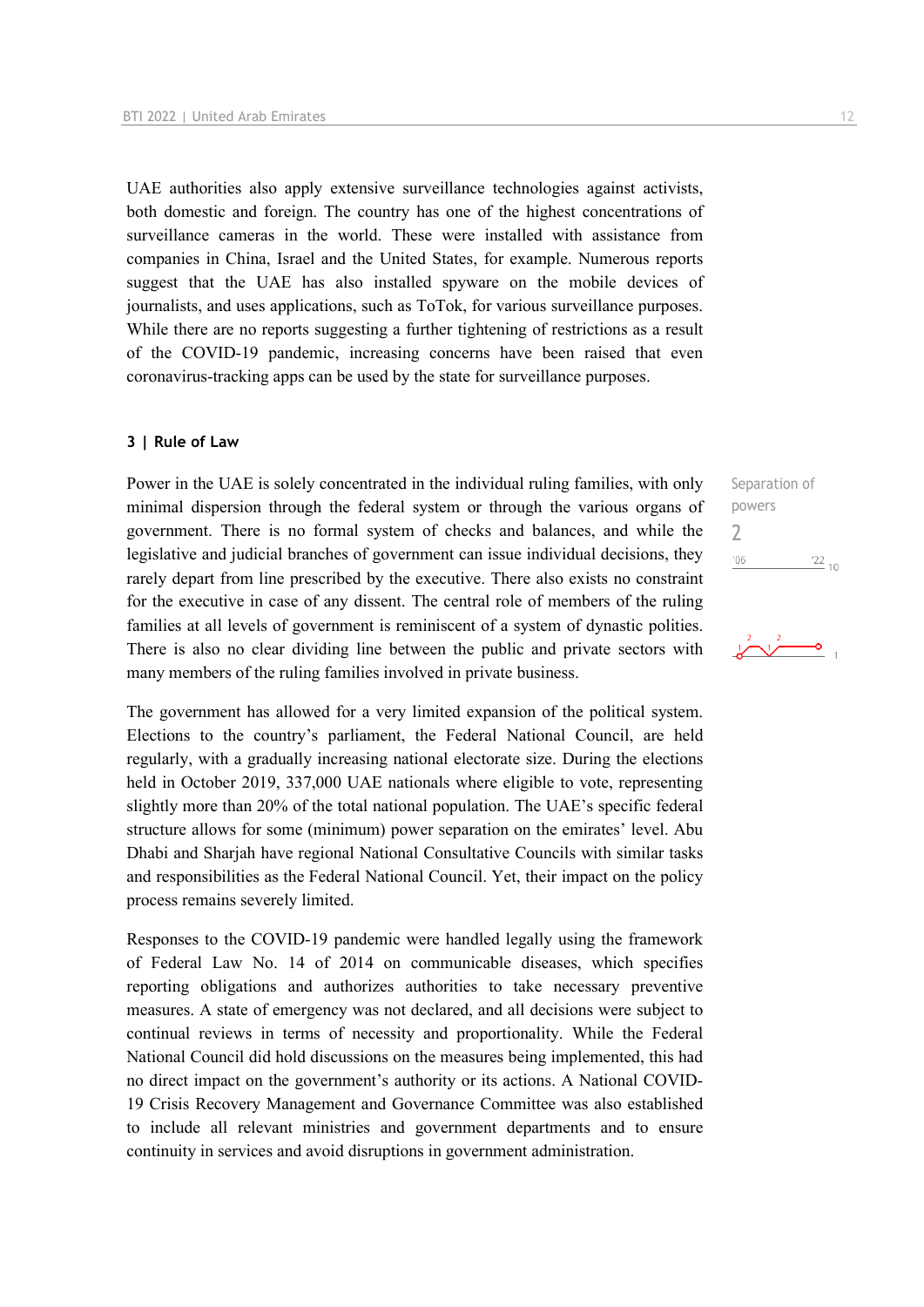UAE authorities also apply extensive surveillance technologies against activists, both domestic and foreign. The country has one of the highest concentrations of surveillance cameras in the world. These were installed with assistance from companies in China, Israel and the United States, for example. Numerous reports suggest that the UAE has also installed spyware on the mobile devices of journalists, and uses applications, such as ToTok, for various surveillance purposes. While there are no reports suggesting a further tightening of restrictions as a result of the COVID-19 pandemic, increasing concerns have been raised that even coronavirus-tracking apps can be used by the state for surveillance purposes.

### 3 | Rule of Law

Separation of powers

2

'06 '22 10

Power in the UAE is solely concentrated in the individual ruling families, with only minimal dispersion through the federal system or through the various organs of government. There is no formal system of checks and balances, and while the legislative and judicial branches of government can issue individual decisions, they rarely depart from line prescribed by the executive. There also exists no constraint for the executive in case of any dissent. The central role of members of the ruling families at all levels of government is reminiscent of a system of dynastic polities. There is also no clear dividing line between the public and private sectors with many members of the ruling families involved in private business.

The government has allowed for a very limited expansion of the political system. Elections to the country's parliament, the Federal National Council, are held regularly, with a gradually increasing national electorate size. During the elections held in October 2019, 337,000 UAE nationals where eligible to vote, representing slightly more than 20% of the total national population. The UAE's specific federal structure allows for some (minimum) power separation on the emirates' level. Abu Dhabi and Sharjah have regional National Consultative Councils with similar tasks and responsibilities as the Federal National Council. Yet, their impact on the policy process remains severely limited.

Responses to the COVID-19 pandemic were handled legally using the framework of Federal Law No. 14 of 2014 on communicable diseases, which specifies reporting obligations and authorizes authorities to take necessary preventive measures. A state of emergency was not declared, and all decisions were subject to continual reviews in terms of necessity and proportionality. While the Federal National Council did hold discussions on the measures being implemented, this had no direct impact on the government's authority or its actions. A National COVID-19 Crisis Recovery Management and Governance Committee was also established to include all relevant ministries and government departments and to ensure continuity in services and avoid disruptions in government administration.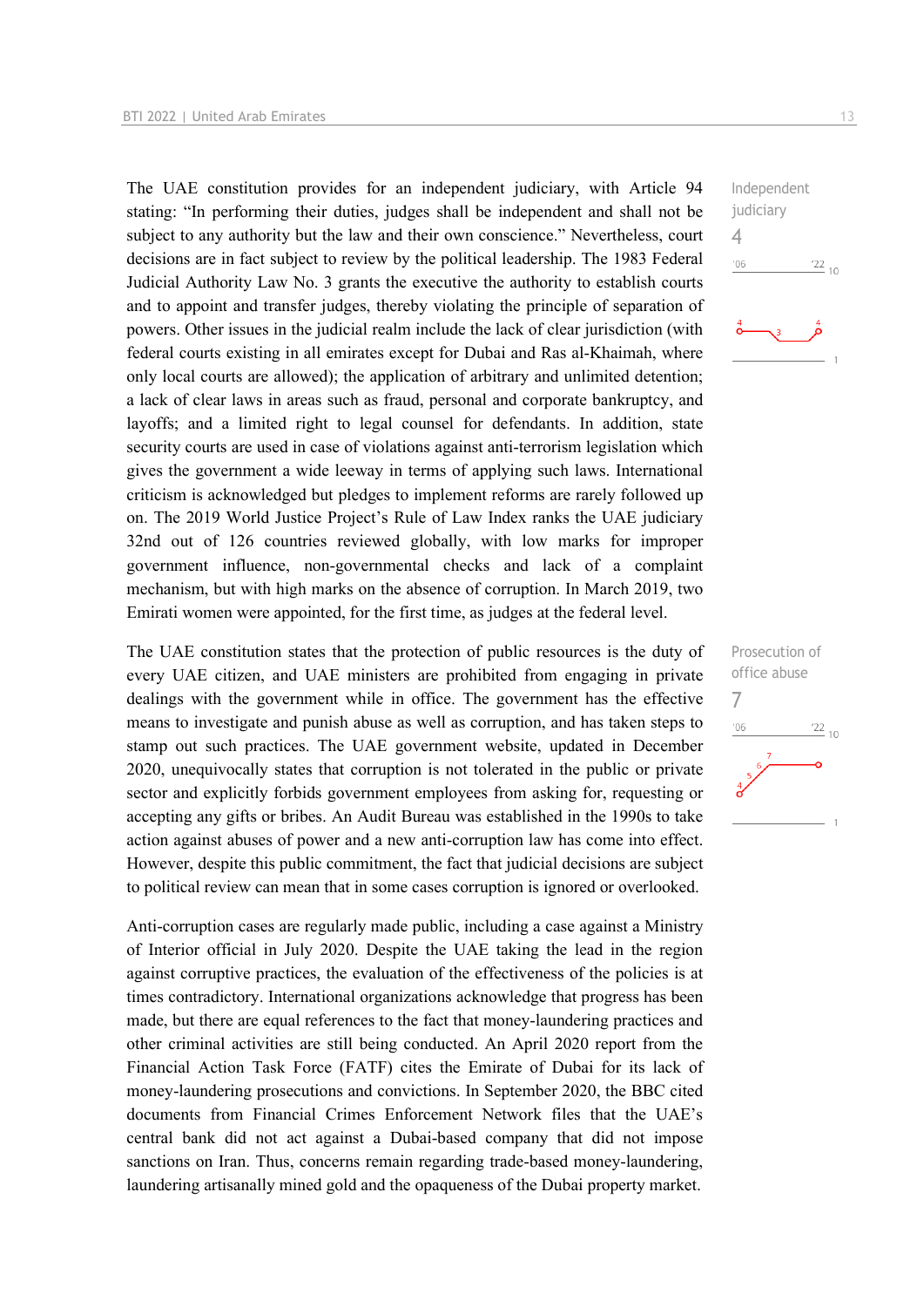Independent judiciary

4

The UAE constitution provides for an independent judiciary, with Article 94 stating: "In performing their duties, judges shall be independent and shall not be subject to any authority but the law and their own conscience." Nevertheless, court decisions are in fact subject to review by the political leadership. The 1983 Federal Judicial Authority Law No. 3 grants the executive the authority to establish courts and to appoint and transfer judges, thereby violating the principle of separation of powers. Other issues in the judicial realm include the lack of clear jurisdiction (with federal courts existing in all emirates except for Dubai and Ras al-Khaimah, where only local courts are allowed); the application of arbitrary and unlimited detention; a lack of clear laws in areas such as fraud, personal and corporate bankruptcy, and layoffs; and a limited right to legal counsel for defendants. In addition, state security courts are used in case of violations against anti-terrorism legislation which gives the government a wide leeway in terms of applying such laws. International criticism is acknowledged but pledges to implement reforms are rarely followed up on. The 2019 World Justice Project's Rule of Law Index ranks the UAE judiciary 32nd out of 126 countries reviewed globally, with low marks for improper government influence, non-governmental checks and lack of a complaint mechanism, but with high marks on the absence of corruption. In March 2019, two Emirati women were appointed, for the first time, as judges at the federal level.

Prosecution of office abuse

7

The UAE constitution states that the protection of public resources is the duty of every UAE citizen, and UAE ministers are prohibited from engaging in private dealings with the government while in office. The government has the effective means to investigate and punish abuse as well as corruption, and has taken steps to stamp out such practices. The UAE government website, updated in December 2020, unequivocally states that corruption is not tolerated in the public or private sector and explicitly forbids government employees from asking for, requesting or accepting any gifts or bribes. An Audit Bureau was established in the 1990s to take action against abuses of power and a new anti-corruption law has come into effect. However, despite this public commitment, the fact that judicial decisions are subject to political review can mean that in some cases corruption is ignored or overlooked.

Anti-corruption cases are regularly made public, including a case against a Ministry of Interior official in July 2020. Despite the UAE taking the lead in the region against corruptive practices, the evaluation of the effectiveness of the policies is at times contradictory. International organizations acknowledge that progress has been made, but there are equal references to the fact that money-laundering practices and other criminal activities are still being conducted. An April 2020 report from the Financial Action Task Force (FATF) cites the Emirate of Dubai for its lack of money-laundering prosecutions and convictions. In September 2020, the BBC cited documents from Financial Crimes Enforcement Network files that the UAE's central bank did not act against a Dubai-based company that did not impose sanctions on Iran. Thus, concerns remain regarding trade-based money-laundering, laundering artisanally mined gold and the opaqueness of the Dubai property market.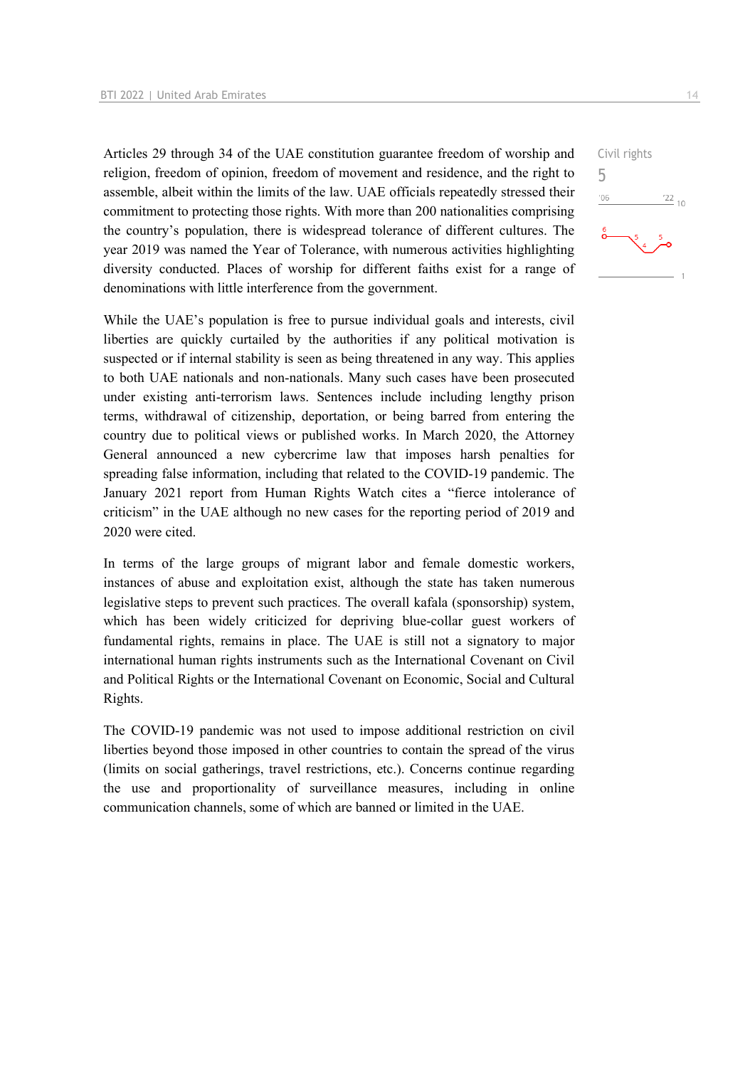Civil rights
5

Articles 29 through 34 of the UAE constitution guarantee freedom of worship and religion, freedom of opinion, freedom of movement and residence, and the right to assemble, albeit within the limits of the law. UAE officials repeatedly stressed their commitment to protecting those rights. With more than 200 nationalities comprising the country's population, there is widespread tolerance of different cultures. The year 2019 was named the Year of Tolerance, with numerous activities highlighting diversity conducted. Places of worship for different faiths exist for a range of denominations with little interference from the government.

While the UAE's population is free to pursue individual goals and interests, civil liberties are quickly curtailed by the authorities if any political motivation is suspected or if internal stability is seen as being threatened in any way. This applies to both UAE nationals and non-nationals. Many such cases have been prosecuted under existing anti-terrorism laws. Sentences include including lengthy prison terms, withdrawal of citizenship, deportation, or being barred from entering the country due to political views or published works. In March 2020, the Attorney General announced a new cybercrime law that imposes harsh penalties for spreading false information, including that related to the COVID-19 pandemic. The January 2021 report from Human Rights Watch cites a "fierce intolerance of criticism" in the UAE although no new cases for the reporting period of 2019 and 2020 were cited.

In terms of the large groups of migrant labor and female domestic workers, instances of abuse and exploitation exist, although the state has taken numerous legislative steps to prevent such practices. The overall kafala (sponsorship) system, which has been widely criticized for depriving blue-collar guest workers of fundamental rights, remains in place. The UAE is still not a signatory to major international human rights instruments such as the International Covenant on Civil and Political Rights or the International Covenant on Economic, Social and Cultural Rights.

The COVID-19 pandemic was not used to impose additional restriction on civil liberties beyond those imposed in other countries to contain the spread of the virus (limits on social gatherings, travel restrictions, etc.). Concerns continue regarding the use and proportionality of surveillance measures, including in online communication channels, some of which are banned or limited in the UAE.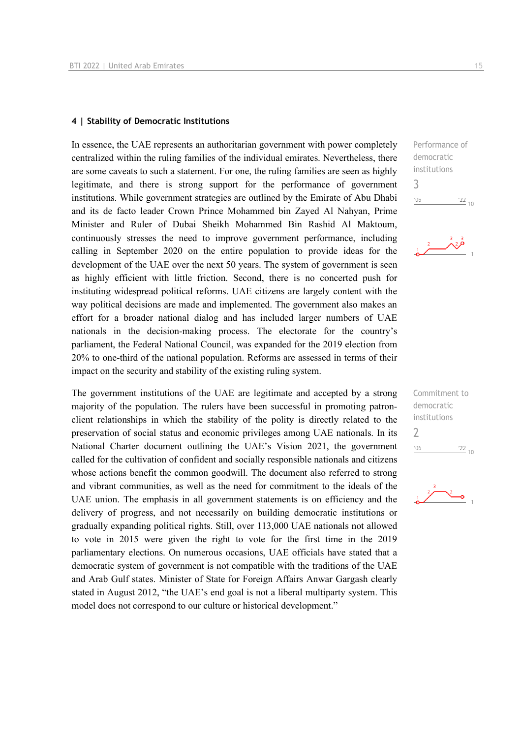## 4 | Stability of Democratic Institutions

Performance of democratic institutions

3

In essence, the UAE represents an authoritarian government with power completely centralized within the ruling families of the individual emirates. Nevertheless, there are some caveats to such a statement. For one, the ruling families are seen as highly legitimate, and there is strong support for the performance of government institutions. While government strategies are outlined by the Emirate of Abu Dhabi and its de facto leader Crown Prince Mohammed bin Zayed Al Nahyan, Prime Minister and Ruler of Dubai Sheikh Mohammed Bin Rashid Al Maktoum, continuously stresses the need to improve government performance, including calling in September 2020 on the entire population to provide ideas for the development of the UAE over the next 50 years. The system of government is seen as highly efficient with little friction. Second, there is no concerted push for instituting widespread political reforms. UAE citizens are largely content with the way political decisions are made and implemented. The government also makes an effort for a broader national dialog and has included larger numbers of UAE nationals in the decision-making process. The electorate for the country's parliament, the Federal National Council, was expanded for the 2019 election from 20% to one-third of the national population. Reforms are assessed in terms of their impact on the security and stability of the existing ruling system.

Commitment to democratic institutions

2

The government institutions of the UAE are legitimate and accepted by a strong majority of the population. The rulers have been successful in promoting patron-client relationships in which the stability of the polity is directly related to the preservation of social status and economic privileges among UAE nationals. In its National Charter document outlining the UAE's Vision 2021, the government called for the cultivation of confident and socially responsible nationals and citizens whose actions benefit the common goodwill. The document also referred to strong and vibrant communities, as well as the need for commitment to the ideals of the UAE union. The emphasis in all government statements is on efficiency and the delivery of progress, and not necessarily on building democratic institutions or gradually expanding political rights. Still, over 113,000 UAE nationals not allowed to vote in 2015 were given the right to vote for the first time in the 2019 parliamentary elections. On numerous occasions, UAE officials have stated that a democratic system of government is not compatible with the traditions of the UAE and Arab Gulf states. Minister of State for Foreign Affairs Anwar Gargash clearly stated in August 2012, "the UAE's end goal is not a liberal multiparty system. This model does not correspond to our culture or historical development."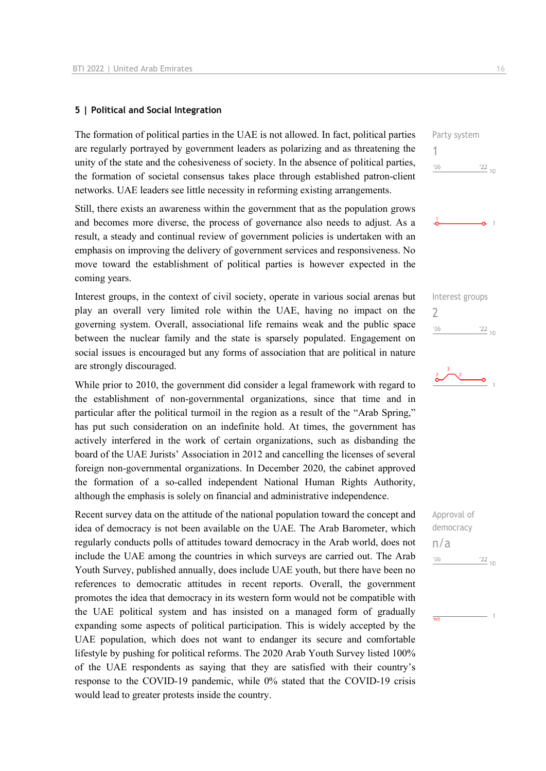## 5 | Political and Social Integration

The formation of political parties in the UAE is not allowed. In fact, political parties are regularly portrayed by government leaders as polarizing and as threatening the unity of the state and the cohesiveness of society. In the absence of political parties, the formation of societal consensus takes place through established patron-client networks. UAE leaders see little necessity in reforming existing arrangements.

Party system
1

Still, there exists an awareness within the government that as the population grows and becomes more diverse, the process of governance also needs to adjust. As a result, a steady and continual review of government policies is undertaken with an emphasis on improving the delivery of government services and responsiveness. No move toward the establishment of political parties is however expected in the coming years.

Interest groups, in the context of civil society, operate in various social arenas but play an overall very limited role within the UAE, having no impact on the governing system. Overall, associational life remains weak and the public space between the nuclear family and the state is sparsely populated. Engagement on social issues is encouraged but any forms of association that are political in nature are strongly discouraged.

Interest groups
2

While prior to 2010, the government did consider a legal framework with regard to the establishment of non-governmental organizations, since that time and in particular after the political turmoil in the region as a result of the "Arab Spring," has put such consideration on an indefinite hold. At times, the government has actively interfered in the work of certain organizations, such as disbanding the board of the UAE Jurists' Association in 2012 and cancelling the licenses of several foreign non-governmental organizations. In December 2020, the cabinet approved the formation of a so-called independent National Human Rights Authority, although the emphasis is solely on financial and administrative independence.

Recent survey data on the attitude of the national population toward the concept and idea of democracy is not been available on the UAE. The Arab Barometer, which regularly conducts polls of attitudes toward democracy in the Arab world, does not include the UAE among the countries in which surveys are carried out. The Arab Youth Survey, published annually, does include UAE youth, but there have been no references to democratic attitudes in recent reports. Overall, the government promotes the idea that democracy in its western form would not be compatible with the UAE political system and has insisted on a managed form of gradually expanding some aspects of political participation. This is widely accepted by the UAE population, which does not want to endanger its secure and comfortable lifestyle by pushing for political reforms. The 2020 Arab Youth Survey listed 100% of the UAE respondents as saying that they are satisfied with their country's response to the COVID-19 pandemic, while 0% stated that the COVID-19 crisis would lead to greater protests inside the country.

Approval of democracy
n/a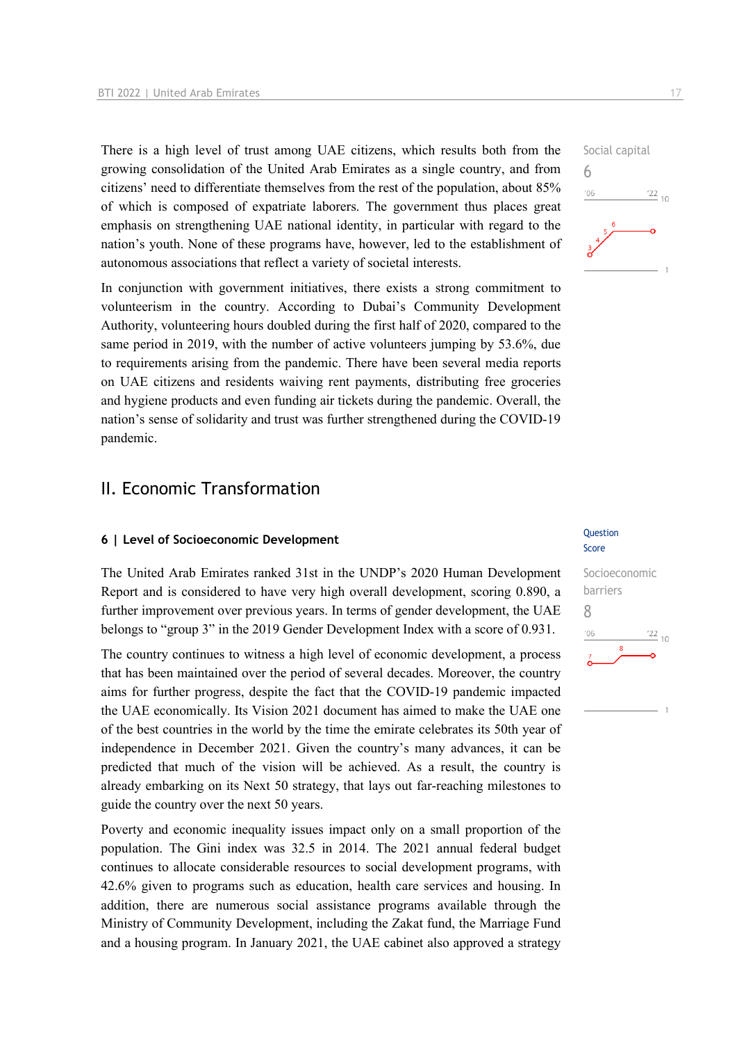There is a high level of trust among UAE citizens, which results both from the growing consolidation of the United Arab Emirates as a single country, and from citizens' need to differentiate themselves from the rest of the population, about 85% of which is composed of expatriate laborers. The government thus places great emphasis on strengthening UAE national identity, in particular with regard to the nation's youth. None of these programs have, however, led to the establishment of autonomous associations that reflect a variety of societal interests.

Social capital
6

In conjunction with government initiatives, there exists a strong commitment to volunteerism in the country. According to Dubai's Community Development Authority, volunteering hours doubled during the first half of 2020, compared to the same period in 2019, with the number of active volunteers jumping by 53.6%, due to requirements arising from the pandemic. There have been several media reports on UAE citizens and residents waiving rent payments, distributing free groceries and hygiene products and even funding air tickets during the pandemic. Overall, the nation's sense of solidarity and trust was further strengthened during the COVID-19 pandemic.

## II. Economic Transformation

### 6 | Level of Socioeconomic Development

Question Score

The United Arab Emirates ranked 31st in the UNDP's 2020 Human Development Report and is considered to have very high overall development, scoring 0.890, a further improvement over previous years. In terms of gender development, the UAE belongs to "group 3" in the 2019 Gender Development Index with a score of 0.931.

Socioeconomic barriers
8

The country continues to witness a high level of economic development, a process that has been maintained over the period of several decades. Moreover, the country aims for further progress, despite the fact that the COVID-19 pandemic impacted the UAE economically. Its Vision 2021 document has aimed to make the UAE one of the best countries in the world by the time the emirate celebrates its 50th year of independence in December 2021. Given the country's many advances, it can be predicted that much of the vision will be achieved. As a result, the country is already embarking on its Next 50 strategy, that lays out far-reaching milestones to guide the country over the next 50 years.

Poverty and economic inequality issues impact only on a small proportion of the population. The Gini index was 32.5 in 2014. The 2021 annual federal budget continues to allocate considerable resources to social development programs, with 42.6% given to programs such as education, health care services and housing. In addition, there are numerous social assistance programs available through the Ministry of Community Development, including the Zakat fund, the Marriage Fund and a housing program. In January 2021, the UAE cabinet also approved a strategy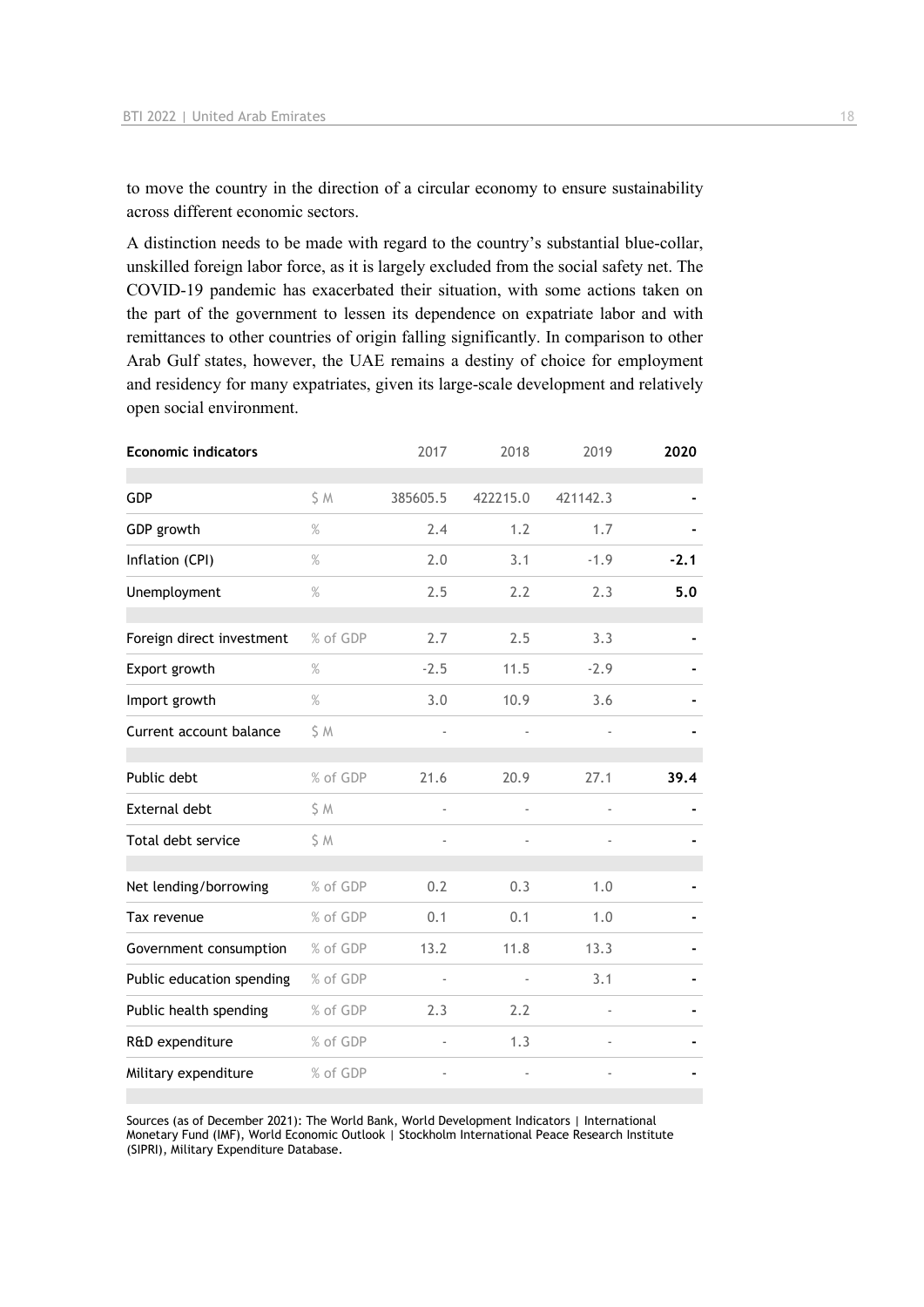to move the country in the direction of a circular economy to ensure sustainability across different economic sectors.

A distinction needs to be made with regard to the country's substantial blue-collar, unskilled foreign labor force, as it is largely excluded from the social safety net. The COVID-19 pandemic has exacerbated their situation, with some actions taken on the part of the government to lessen its dependence on expatriate labor and with remittances to other countries of origin falling significantly. In comparison to other Arab Gulf states, however, the UAE remains a destiny of choice for employment and residency for many expatriates, given its large-scale development and relatively open social environment.

| Economic indicators | | 2017 | 2018 | 2019 | 2020 |
|---|---|---|---|---|---|
| GDP | $ M | 385605.5 | 422215.0 | 421142.3 | - |
| GDP growth | % | 2.4 | 1.2 | 1.7 | - |
| Inflation (CPI) | % | 2.0 | 3.1 | -1.9 | **-2.1** |
| Unemployment | % | 2.5 | 2.2 | 2.3 | **5.0** |
| Foreign direct investment | % of GDP | 2.7 | 2.5 | 3.3 | - |
| Export growth | % | -2.5 | 11.5 | -2.9 | - |
| Import growth | % | 3.0 | 10.9 | 3.6 | - |
| Current account balance | $ M | - | - | - | - |
| Public debt | % of GDP | 21.6 | 20.9 | 27.1 | **39.4** |
| External debt | $ M | - | - | - | - |
| Total debt service | $ M | - | - | - | - |
| Net lending/borrowing | % of GDP | 0.2 | 0.3 | 1.0 | - |
| Tax revenue | % of GDP | 0.1 | 0.1 | 1.0 | - |
| Government consumption | % of GDP | 13.2 | 11.8 | 13.3 | - |
| Public education spending | % of GDP | - | - | 3.1 | - |
| Public health spending | % of GDP | 2.3 | 2.2 | - | - |
| R&D expenditure | % of GDP | - | 1.3 | - | - |
| Military expenditure | % of GDP | - | - | - | - |

Sources (as of December 2021): The World Bank, World Development Indicators | International Monetary Fund (IMF), World Economic Outlook | Stockholm International Peace Research Institute (SIPRI), Military Expenditure Database.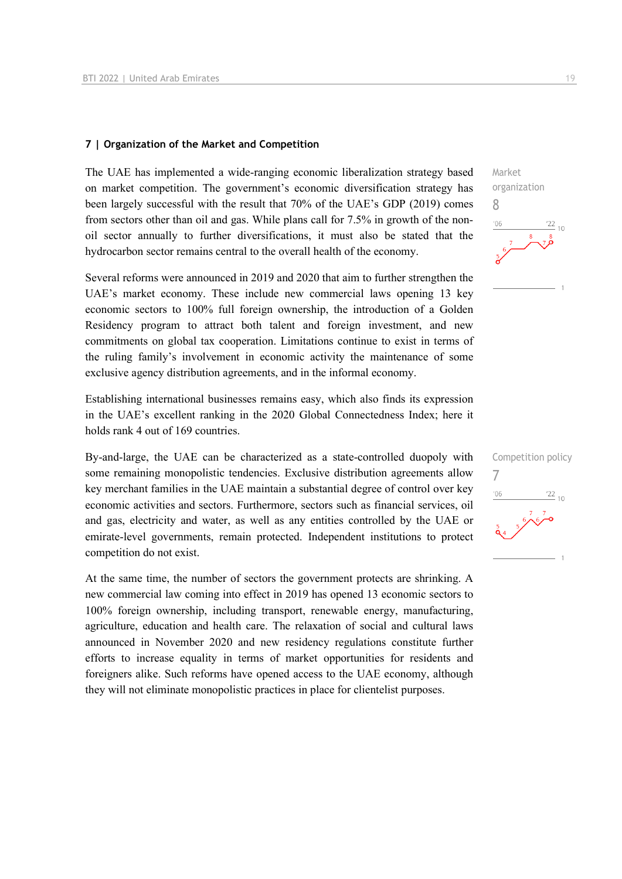## 7 | Organization of the Market and Competition

The UAE has implemented a wide-ranging economic liberalization strategy based on market competition. The government's economic diversification strategy has been largely successful with the result that 70% of the UAE's GDP (2019) comes from sectors other than oil and gas. While plans call for 7.5% in growth of the non-oil sector annually to further diversifications, it must also be stated that the hydrocarbon sector remains central to the overall health of the economy.

Market organization
8

Several reforms were announced in 2019 and 2020 that aim to further strengthen the UAE's market economy. These include new commercial laws opening 13 key economic sectors to 100% full foreign ownership, the introduction of a Golden Residency program to attract both talent and foreign investment, and new commitments on global tax cooperation. Limitations continue to exist in terms of the ruling family's involvement in economic activity the maintenance of some exclusive agency distribution agreements, and in the informal economy.

Establishing international businesses remains easy, which also finds its expression in the UAE's excellent ranking in the 2020 Global Connectedness Index; here it holds rank 4 out of 169 countries.

By-and-large, the UAE can be characterized as a state-controlled duopoly with some remaining monopolistic tendencies. Exclusive distribution agreements allow key merchant families in the UAE maintain a substantial degree of control over key economic activities and sectors. Furthermore, sectors such as financial services, oil and gas, electricity and water, as well as any entities controlled by the UAE or emirate-level governments, remain protected. Independent institutions to protect competition do not exist.

Competition policy
7

At the same time, the number of sectors the government protects are shrinking. A new commercial law coming into effect in 2019 has opened 13 economic sectors to 100% foreign ownership, including transport, renewable energy, manufacturing, agriculture, education and health care. The relaxation of social and cultural laws announced in November 2020 and new residency regulations constitute further efforts to increase equality in terms of market opportunities for residents and foreigners alike. Such reforms have opened access to the UAE economy, although they will not eliminate monopolistic practices in place for clientelist purposes.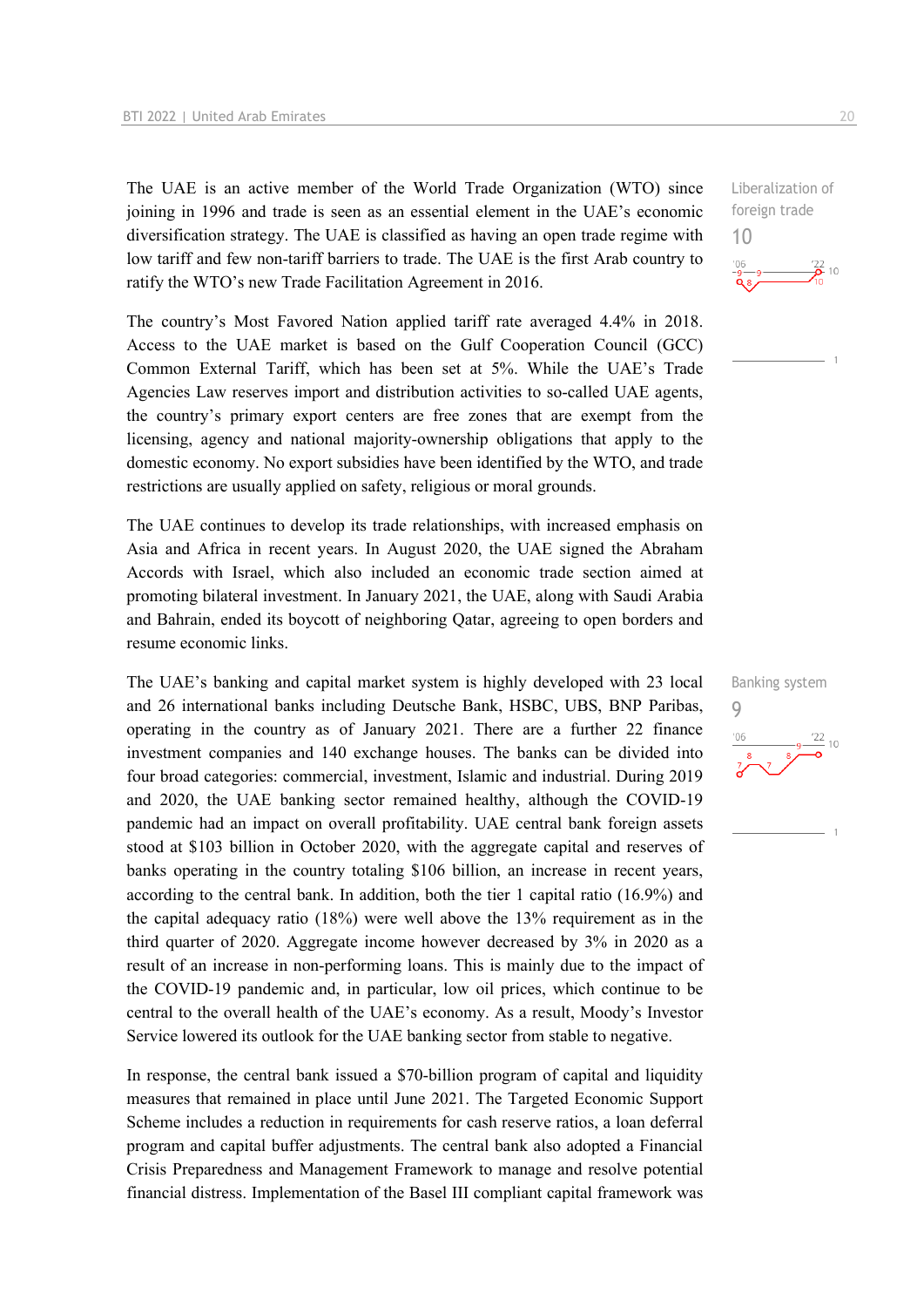The UAE is an active member of the World Trade Organization (WTO) since joining in 1996 and trade is seen as an essential element in the UAE's economic diversification strategy. The UAE is classified as having an open trade regime with low tariff and few non-tariff barriers to trade. The UAE is the first Arab country to ratify the WTO's new Trade Facilitation Agreement in 2016.

Liberalization of foreign trade
10

The country's Most Favored Nation applied tariff rate averaged 4.4% in 2018. Access to the UAE market is based on the Gulf Cooperation Council (GCC) Common External Tariff, which has been set at 5%. While the UAE's Trade Agencies Law reserves import and distribution activities to so-called UAE agents, the country's primary export centers are free zones that are exempt from the licensing, agency and national majority-ownership obligations that apply to the domestic economy. No export subsidies have been identified by the WTO, and trade restrictions are usually applied on safety, religious or moral grounds.

The UAE continues to develop its trade relationships, with increased emphasis on Asia and Africa in recent years. In August 2020, the UAE signed the Abraham Accords with Israel, which also included an economic trade section aimed at promoting bilateral investment. In January 2021, the UAE, along with Saudi Arabia and Bahrain, ended its boycott of neighboring Qatar, agreeing to open borders and resume economic links.

Banking system
9

The UAE's banking and capital market system is highly developed with 23 local and 26 international banks including Deutsche Bank, HSBC, UBS, BNP Paribas, operating in the country as of January 2021. There are a further 22 finance investment companies and 140 exchange houses. The banks can be divided into four broad categories: commercial, investment, Islamic and industrial. During 2019 and 2020, the UAE banking sector remained healthy, although the COVID-19 pandemic had an impact on overall profitability. UAE central bank foreign assets stood at $103 billion in October 2020, with the aggregate capital and reserves of banks operating in the country totaling $106 billion, an increase in recent years, according to the central bank. In addition, both the tier 1 capital ratio (16.9%) and the capital adequacy ratio (18%) were well above the 13% requirement as in the third quarter of 2020. Aggregate income however decreased by 3% in 2020 as a result of an increase in non-performing loans. This is mainly due to the impact of the COVID-19 pandemic and, in particular, low oil prices, which continue to be central to the overall health of the UAE's economy. As a result, Moody's Investor Service lowered its outlook for the UAE banking sector from stable to negative.

In response, the central bank issued a $70-billion program of capital and liquidity measures that remained in place until June 2021. The Targeted Economic Support Scheme includes a reduction in requirements for cash reserve ratios, a loan deferral program and capital buffer adjustments. The central bank also adopted a Financial Crisis Preparedness and Management Framework to manage and resolve potential financial distress. Implementation of the Basel III compliant capital framework was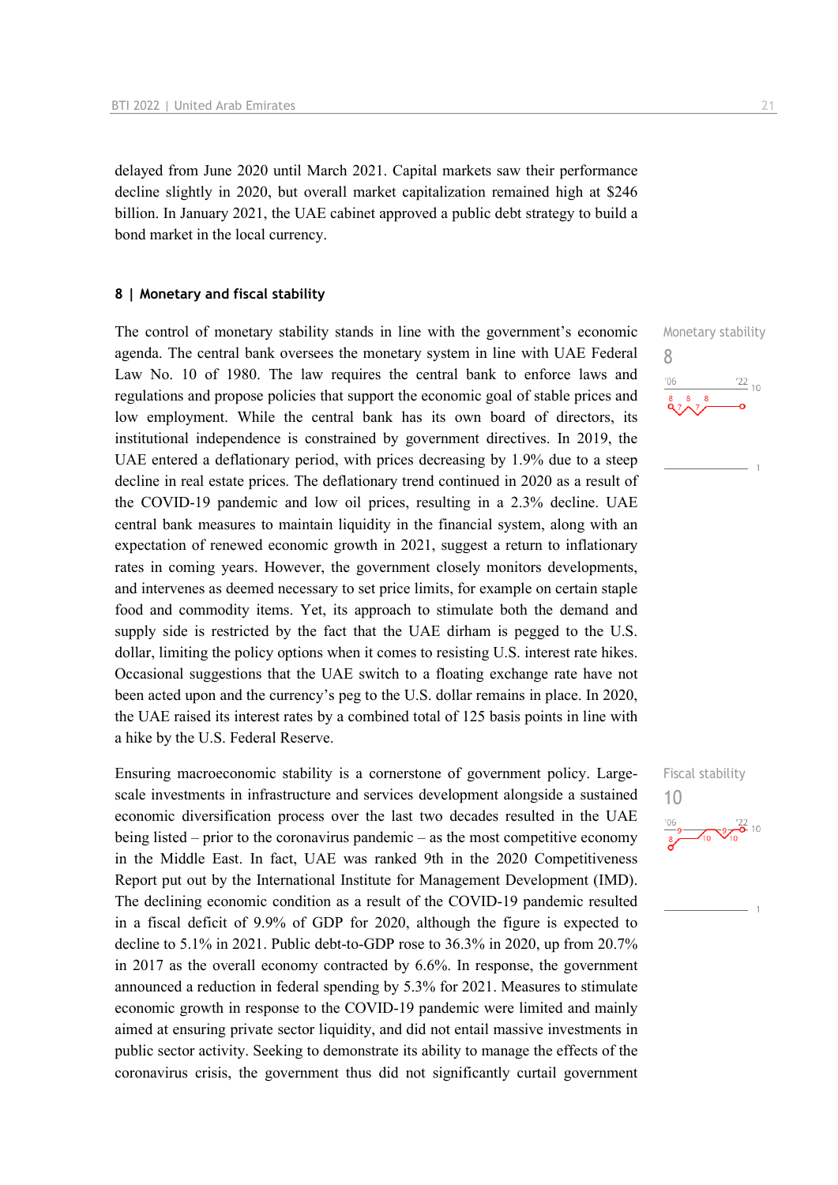delayed from June 2020 until March 2021. Capital markets saw their performance decline slightly in 2020, but overall market capitalization remained high at $246 billion. In January 2021, the UAE cabinet approved a public debt strategy to build a bond market in the local currency.

## 8 | Monetary and fiscal stability

Monetary stability

8

The control of monetary stability stands in line with the government's economic agenda. The central bank oversees the monetary system in line with UAE Federal Law No. 10 of 1980. The law requires the central bank to enforce laws and regulations and propose policies that support the economic goal of stable prices and low employment. While the central bank has its own board of directors, its institutional independence is constrained by government directives. In 2019, the UAE entered a deflationary period, with prices decreasing by 1.9% due to a steep decline in real estate prices. The deflationary trend continued in 2020 as a result of the COVID-19 pandemic and low oil prices, resulting in a 2.3% decline. UAE central bank measures to maintain liquidity in the financial system, along with an expectation of renewed economic growth in 2021, suggest a return to inflationary rates in coming years. However, the government closely monitors developments, and intervenes as deemed necessary to set price limits, for example on certain staple food and commodity items. Yet, its approach to stimulate both the demand and supply side is restricted by the fact that the UAE dirham is pegged to the U.S. dollar, limiting the policy options when it comes to resisting U.S. interest rate hikes. Occasional suggestions that the UAE switch to a floating exchange rate have not been acted upon and the currency's peg to the U.S. dollar remains in place. In 2020, the UAE raised its interest rates by a combined total of 125 basis points in line with a hike by the U.S. Federal Reserve.

Fiscal stability

10

Ensuring macroeconomic stability is a cornerstone of government policy. Large-scale investments in infrastructure and services development alongside a sustained economic diversification process over the last two decades resulted in the UAE being listed – prior to the coronavirus pandemic – as the most competitive economy in the Middle East. In fact, UAE was ranked 9th in the 2020 Competitiveness Report put out by the International Institute for Management Development (IMD). The declining economic condition as a result of the COVID-19 pandemic resulted in a fiscal deficit of 9.9% of GDP for 2020, although the figure is expected to decline to 5.1% in 2021. Public debt-to-GDP rose to 36.3% in 2020, up from 20.7% in 2017 as the overall economy contracted by 6.6%. In response, the government announced a reduction in federal spending by 5.3% for 2021. Measures to stimulate economic growth in response to the COVID-19 pandemic were limited and mainly aimed at ensuring private sector liquidity, and did not entail massive investments in public sector activity. Seeking to demonstrate its ability to manage the effects of the coronavirus crisis, the government thus did not significantly curtail government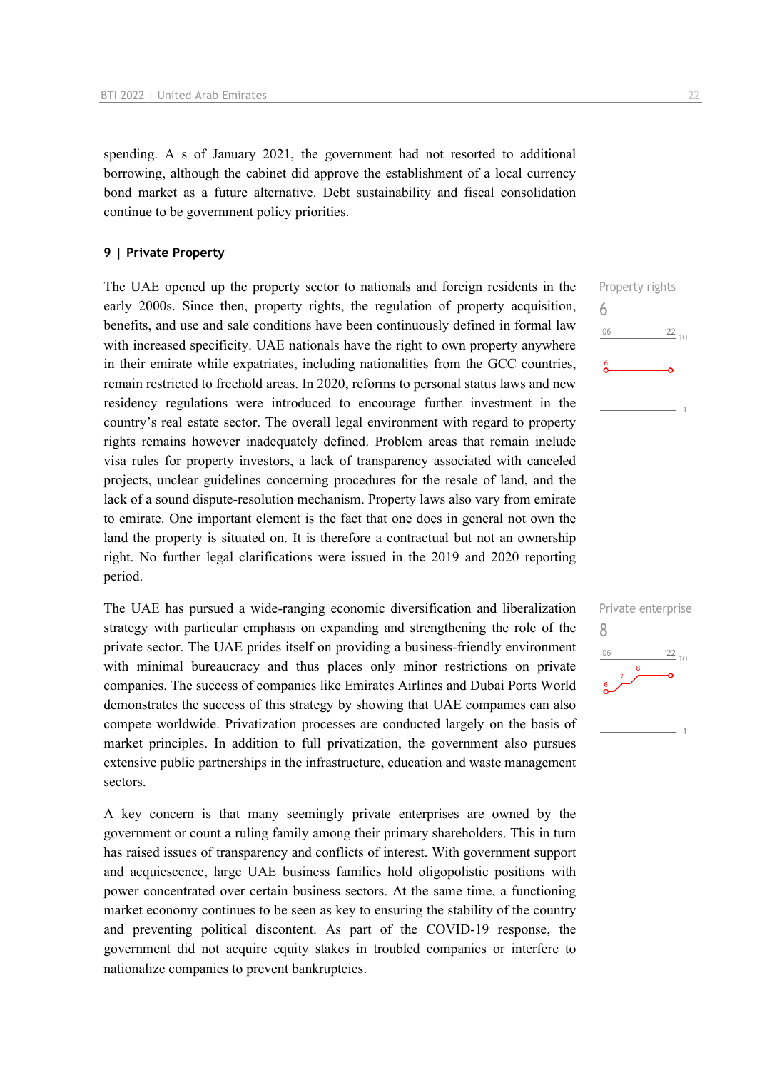spending. As of January 2021, the government had not resorted to additional borrowing, although the cabinet did approve the establishment of a local currency bond market as a future alternative. Debt sustainability and fiscal consolidation continue to be government policy priorities.

## 9 | Private Property

Property rights
6

The UAE opened up the property sector to nationals and foreign residents in the early 2000s. Since then, property rights, the regulation of property acquisition, benefits, and use and sale conditions have been continuously defined in formal law with increased specificity. UAE nationals have the right to own property anywhere in their emirate while expatriates, including nationalities from the GCC countries, remain restricted to freehold areas. In 2020, reforms to personal status laws and new residency regulations were introduced to encourage further investment in the country's real estate sector. The overall legal environment with regard to property rights remains however inadequately defined. Problem areas that remain include visa rules for property investors, a lack of transparency associated with canceled projects, unclear guidelines concerning procedures for the resale of land, and the lack of a sound dispute-resolution mechanism. Property laws also vary from emirate to emirate. One important element is the fact that one does in general not own the land the property is situated on. It is therefore a contractual but not an ownership right. No further legal clarifications were issued in the 2019 and 2020 reporting period.

Private enterprise
8

The UAE has pursued a wide-ranging economic diversification and liberalization strategy with particular emphasis on expanding and strengthening the role of the private sector. The UAE prides itself on providing a business-friendly environment with minimal bureaucracy and thus places only minor restrictions on private companies. The success of companies like Emirates Airlines and Dubai Ports World demonstrates the success of this strategy by showing that UAE companies can also compete worldwide. Privatization processes are conducted largely on the basis of market principles. In addition to full privatization, the government also pursues extensive public partnerships in the infrastructure, education and waste management sectors.

A key concern is that many seemingly private enterprises are owned by the government or count a ruling family among their primary shareholders. This in turn has raised issues of transparency and conflicts of interest. With government support and acquiescence, large UAE business families hold oligopolistic positions with power concentrated over certain business sectors. At the same time, a functioning market economy continues to be seen as key to ensuring the stability of the country and preventing political discontent. As part of the COVID-19 response, the government did not acquire equity stakes in troubled companies or interfere to nationalize companies to prevent bankruptcies.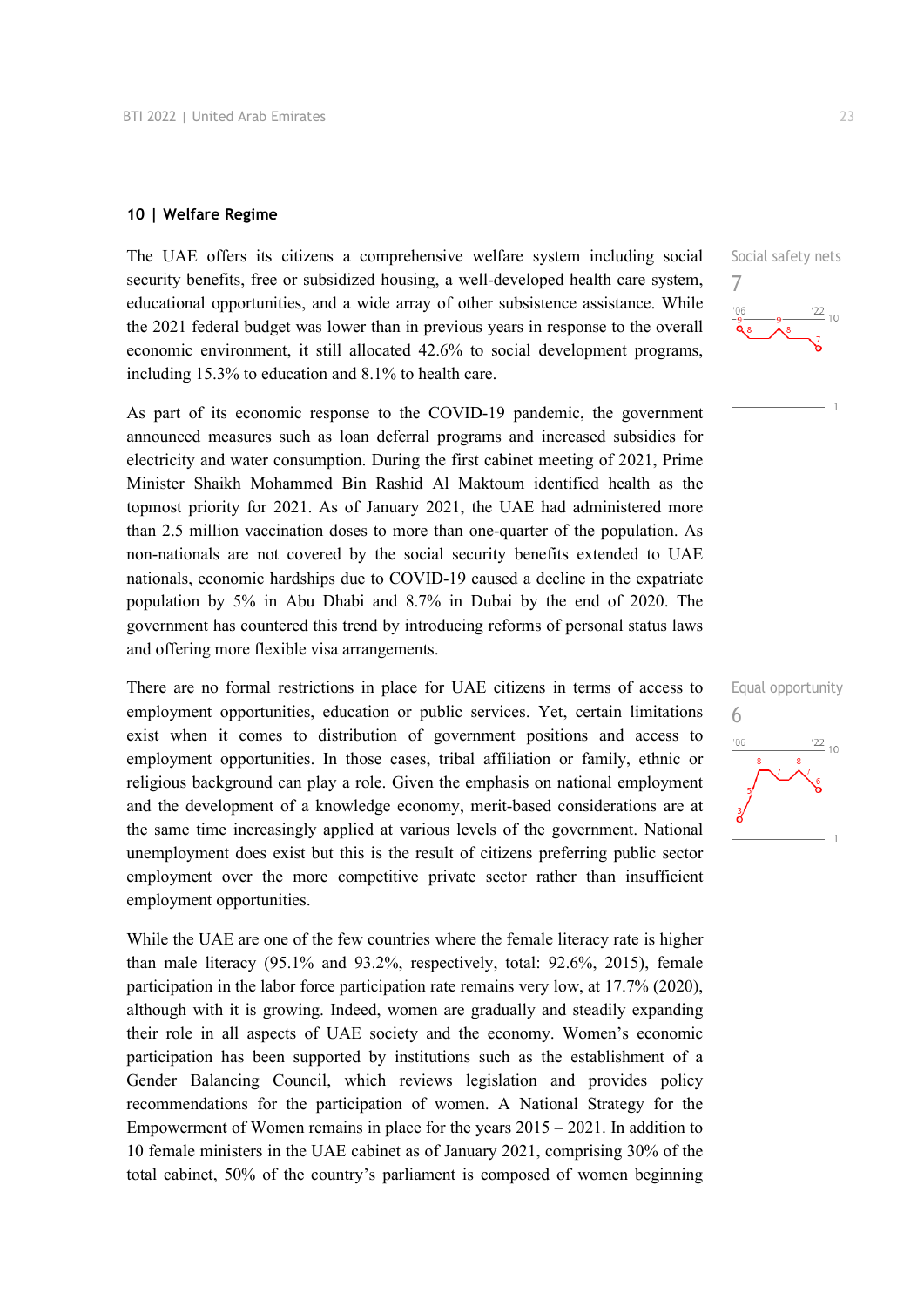## 10 | Welfare Regime

The UAE offers its citizens a comprehensive welfare system including social security benefits, free or subsidized housing, a well-developed health care system, educational opportunities, and a wide array of other subsistence assistance. While the 2021 federal budget was lower than in previous years in response to the overall economic environment, it still allocated 42.6% to social development programs, including 15.3% to education and 8.1% to health care.

Social safety nets
7

As part of its economic response to the COVID-19 pandemic, the government announced measures such as loan deferral programs and increased subsidies for electricity and water consumption. During the first cabinet meeting of 2021, Prime Minister Shaikh Mohammed Bin Rashid Al Maktoum identified health as the topmost priority for 2021. As of January 2021, the UAE had administered more than 2.5 million vaccination doses to more than one-quarter of the population. As non-nationals are not covered by the social security benefits extended to UAE nationals, economic hardships due to COVID-19 caused a decline in the expatriate population by 5% in Abu Dhabi and 8.7% in Dubai by the end of 2020. The government has countered this trend by introducing reforms of personal status laws and offering more flexible visa arrangements.

There are no formal restrictions in place for UAE citizens in terms of access to employment opportunities, education or public services. Yet, certain limitations exist when it comes to distribution of government positions and access to employment opportunities. In those cases, tribal affiliation or family, ethnic or religious background can play a role. Given the emphasis on national employment and the development of a knowledge economy, merit-based considerations are at the same time increasingly applied at various levels of the government. National unemployment does exist but this is the result of citizens preferring public sector employment over the more competitive private sector rather than insufficient employment opportunities.

Equal opportunity
6

While the UAE are one of the few countries where the female literacy rate is higher than male literacy (95.1% and 93.2%, respectively, total: 92.6%, 2015), female participation in the labor force participation rate remains very low, at 17.7% (2020), although with it is growing. Indeed, women are gradually and steadily expanding their role in all aspects of UAE society and the economy. Women's economic participation has been supported by institutions such as the establishment of a Gender Balancing Council, which reviews legislation and provides policy recommendations for the participation of women. A National Strategy for the Empowerment of Women remains in place for the years 2015 – 2021. In addition to 10 female ministers in the UAE cabinet as of January 2021, comprising 30% of the total cabinet, 50% of the country's parliament is composed of women beginning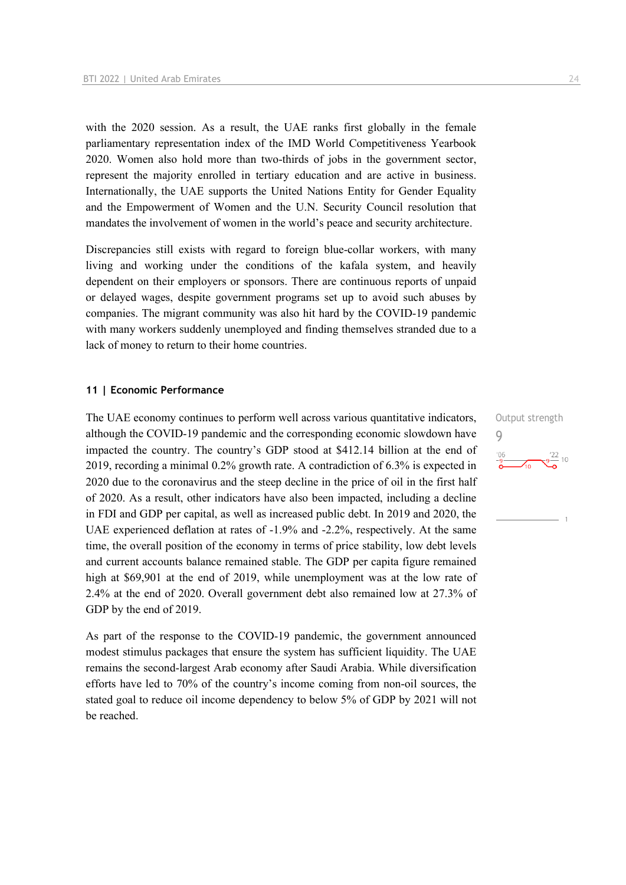with the 2020 session. As a result, the UAE ranks first globally in the female parliamentary representation index of the IMD World Competitiveness Yearbook 2020. Women also hold more than two-thirds of jobs in the government sector, represent the majority enrolled in tertiary education and are active in business. Internationally, the UAE supports the United Nations Entity for Gender Equality and the Empowerment of Women and the U.N. Security Council resolution that mandates the involvement of women in the world's peace and security architecture.

Discrepancies still exists with regard to foreign blue-collar workers, with many living and working under the conditions of the kafala system, and heavily dependent on their employers or sponsors. There are continuous reports of unpaid or delayed wages, despite government programs set up to avoid such abuses by companies. The migrant community was also hit hard by the COVID-19 pandemic with many workers suddenly unemployed and finding themselves stranded due to a lack of money to return to their home countries.

## 11 | Economic Performance

Output strength
9

The UAE economy continues to perform well across various quantitative indicators, although the COVID-19 pandemic and the corresponding economic slowdown have impacted the country. The country's GDP stood at $412.14 billion at the end of 2019, recording a minimal 0.2% growth rate. A contradiction of 6.3% is expected in 2020 due to the coronavirus and the steep decline in the price of oil in the first half of 2020. As a result, other indicators have also been impacted, including a decline in FDI and GDP per capital, as well as increased public debt. In 2019 and 2020, the UAE experienced deflation at rates of -1.9% and -2.2%, respectively. At the same time, the overall position of the economy in terms of price stability, low debt levels and current accounts balance remained stable. The GDP per capita figure remained high at $69,901 at the end of 2019, while unemployment was at the low rate of 2.4% at the end of 2020. Overall government debt also remained low at 27.3% of GDP by the end of 2019.

As part of the response to the COVID-19 pandemic, the government announced modest stimulus packages that ensure the system has sufficient liquidity. The UAE remains the second-largest Arab economy after Saudi Arabia. While diversification efforts have led to 70% of the country's income coming from non-oil sources, the stated goal to reduce oil income dependency to below 5% of GDP by 2021 will not be reached.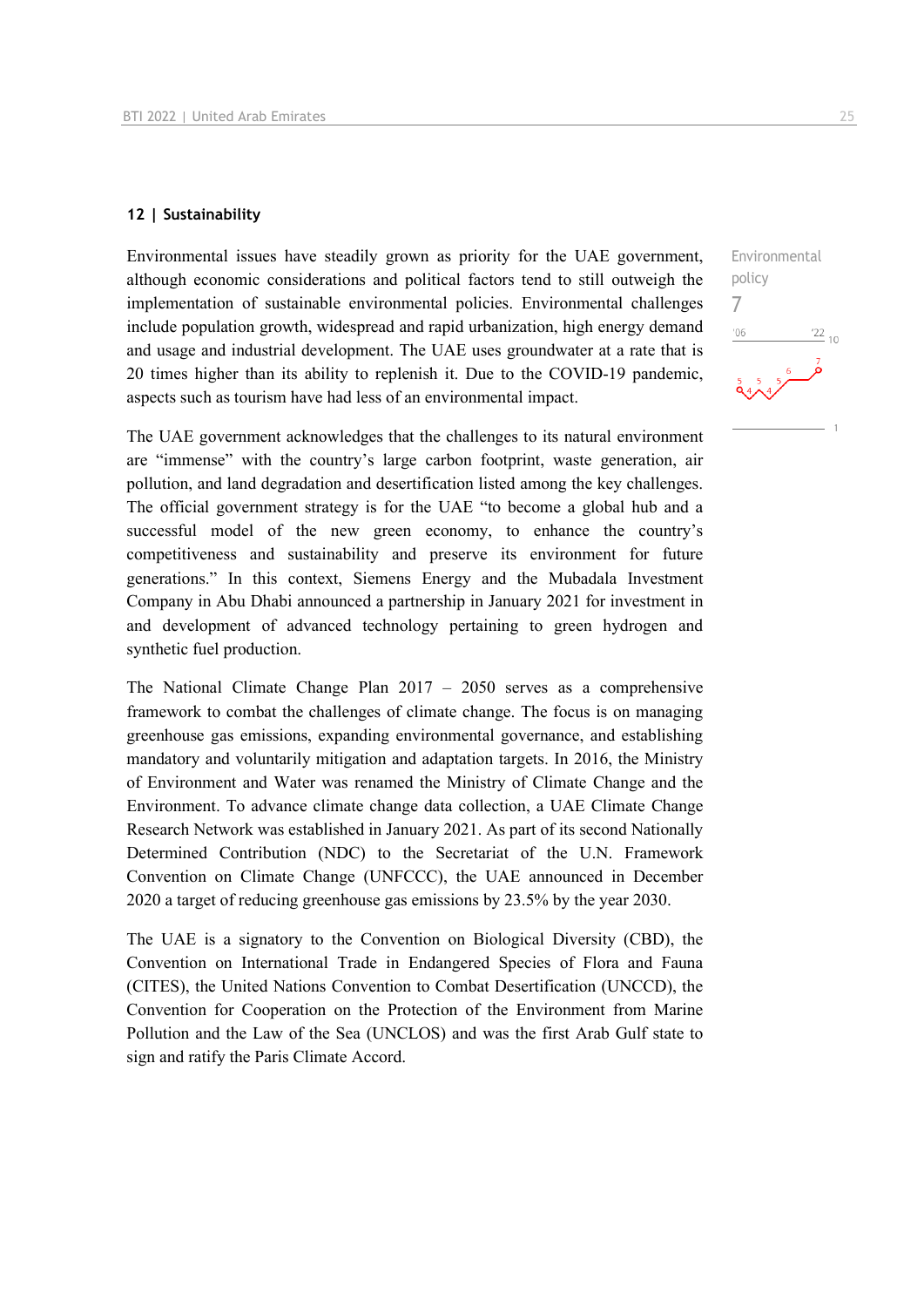## 12 | Sustainability

Environmental issues have steadily grown as priority for the UAE government, although economic considerations and political factors tend to still outweigh the implementation of sustainable environmental policies. Environmental challenges include population growth, widespread and rapid urbanization, high energy demand and usage and industrial development. The UAE uses groundwater at a rate that is 20 times higher than its ability to replenish it. Due to the COVID-19 pandemic, aspects such as tourism have had less of an environmental impact.

Environmental policy
7

The UAE government acknowledges that the challenges to its natural environment are "immense" with the country's large carbon footprint, waste generation, air pollution, and land degradation and desertification listed among the key challenges. The official government strategy is for the UAE "to become a global hub and a successful model of the new green economy, to enhance the country's competitiveness and sustainability and preserve its environment for future generations." In this context, Siemens Energy and the Mubadala Investment Company in Abu Dhabi announced a partnership in January 2021 for investment in and development of advanced technology pertaining to green hydrogen and synthetic fuel production.

The National Climate Change Plan 2017 – 2050 serves as a comprehensive framework to combat the challenges of climate change. The focus is on managing greenhouse gas emissions, expanding environmental governance, and establishing mandatory and voluntarily mitigation and adaptation targets. In 2016, the Ministry of Environment and Water was renamed the Ministry of Climate Change and the Environment. To advance climate change data collection, a UAE Climate Change Research Network was established in January 2021. As part of its second Nationally Determined Contribution (NDC) to the Secretariat of the U.N. Framework Convention on Climate Change (UNFCCC), the UAE announced in December 2020 a target of reducing greenhouse gas emissions by 23.5% by the year 2030.

The UAE is a signatory to the Convention on Biological Diversity (CBD), the Convention on International Trade in Endangered Species of Flora and Fauna (CITES), the United Nations Convention to Combat Desertification (UNCCD), the Convention for Cooperation on the Protection of the Environment from Marine Pollution and the Law of the Sea (UNCLOS) and was the first Arab Gulf state to sign and ratify the Paris Climate Accord.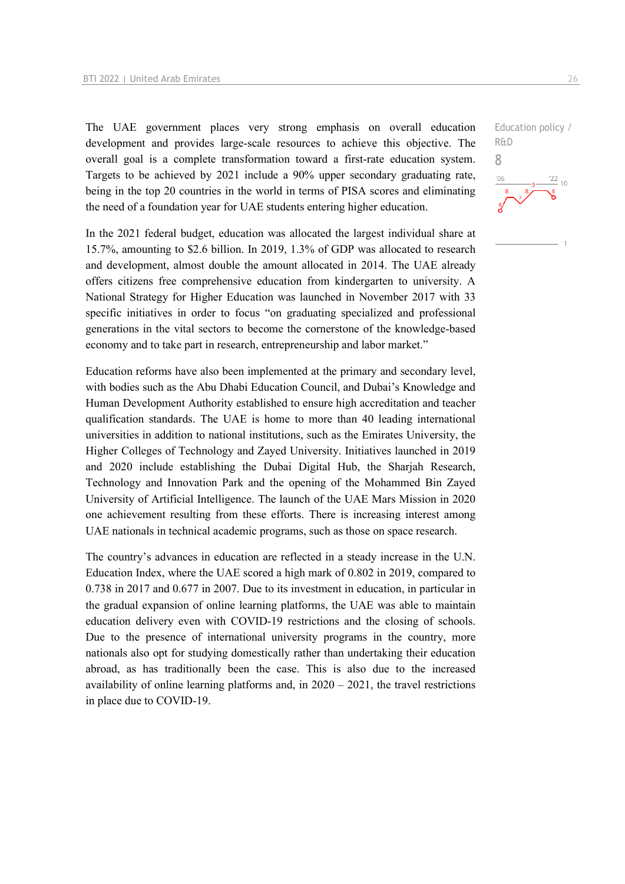Education policy / R&D

8

The UAE government places very strong emphasis on overall education development and provides large-scale resources to achieve this objective. The overall goal is a complete transformation toward a first-rate education system. Targets to be achieved by 2021 include a 90% upper secondary graduating rate, being in the top 20 countries in the world in terms of PISA scores and eliminating the need of a foundation year for UAE students entering higher education.

In the 2021 federal budget, education was allocated the largest individual share at 15.7%, amounting to $2.6 billion. In 2019, 1.3% of GDP was allocated to research and development, almost double the amount allocated in 2014. The UAE already offers citizens free comprehensive education from kindergarten to university. A National Strategy for Higher Education was launched in November 2017 with 33 specific initiatives in order to focus "on graduating specialized and professional generations in the vital sectors to become the cornerstone of the knowledge-based economy and to take part in research, entrepreneurship and labor market."

Education reforms have also been implemented at the primary and secondary level, with bodies such as the Abu Dhabi Education Council, and Dubai's Knowledge and Human Development Authority established to ensure high accreditation and teacher qualification standards. The UAE is home to more than 40 leading international universities in addition to national institutions, such as the Emirates University, the Higher Colleges of Technology and Zayed University. Initiatives launched in 2019 and 2020 include establishing the Dubai Digital Hub, the Sharjah Research, Technology and Innovation Park and the opening of the Mohammed Bin Zayed University of Artificial Intelligence. The launch of the UAE Mars Mission in 2020 one achievement resulting from these efforts. There is increasing interest among UAE nationals in technical academic programs, such as those on space research.

The country's advances in education are reflected in a steady increase in the U.N. Education Index, where the UAE scored a high mark of 0.802 in 2019, compared to 0.738 in 2017 and 0.677 in 2007. Due to its investment in education, in particular in the gradual expansion of online learning platforms, the UAE was able to maintain education delivery even with COVID-19 restrictions and the closing of schools. Due to the presence of international university programs in the country, more nationals also opt for studying domestically rather than undertaking their education abroad, as has traditionally been the case. This is also due to the increased availability of online learning platforms and, in 2020 – 2021, the travel restrictions in place due to COVID-19.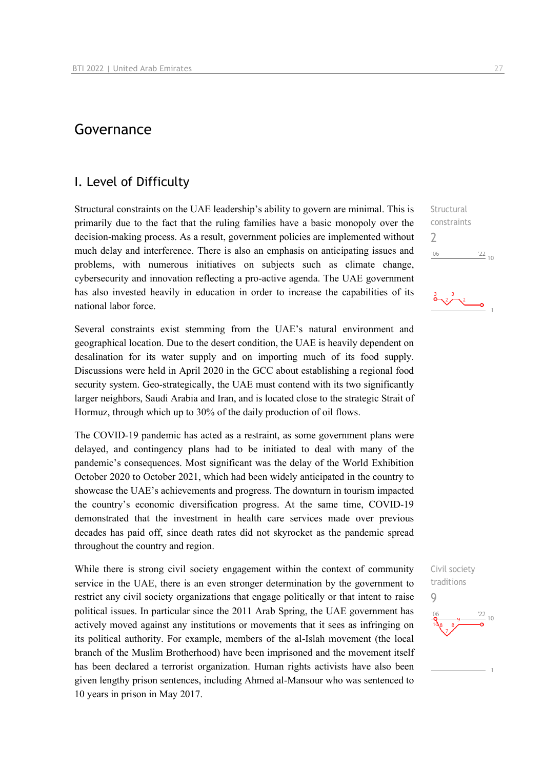# Governance

## I. Level of Difficulty

Structural constraints on the UAE leadership's ability to govern are minimal. This is primarily due to the fact that the ruling families have a basic monopoly over the decision-making process. As a result, government policies are implemented without much delay and interference. There is also an emphasis on anticipating issues and problems, with numerous initiatives on subjects such as climate change, cybersecurity and innovation reflecting a pro-active agenda. The UAE government has also invested heavily in education in order to increase the capabilities of its national labor force.

Structural constraints
2

Several constraints exist stemming from the UAE's natural environment and geographical location. Due to the desert condition, the UAE is heavily dependent on desalination for its water supply and on importing much of its food supply. Discussions were held in April 2020 in the GCC about establishing a regional food security system. Geo-strategically, the UAE must contend with its two significantly larger neighbors, Saudi Arabia and Iran, and is located close to the strategic Strait of Hormuz, through which up to 30% of the daily production of oil flows.

The COVID-19 pandemic has acted as a restraint, as some government plans were delayed, and contingency plans had to be initiated to deal with many of the pandemic's consequences. Most significant was the delay of the World Exhibition October 2020 to October 2021, which had been widely anticipated in the country to showcase the UAE's achievements and progress. The downturn in tourism impacted the country's economic diversification progress. At the same time, COVID-19 demonstrated that the investment in health care services made over previous decades has paid off, since death rates did not skyrocket as the pandemic spread throughout the country and region.

While there is strong civil society engagement within the context of community service in the UAE, there is an even stronger determination by the government to restrict any civil society organizations that engage politically or that intent to raise political issues. In particular since the 2011 Arab Spring, the UAE government has actively moved against any institutions or movements that it sees as infringing on its political authority. For example, members of the al-Islah movement (the local branch of the Muslim Brotherhood) have been imprisoned and the movement itself has been declared a terrorist organization. Human rights activists have also been given lengthy prison sentences, including Ahmed al-Mansour who was sentenced to 10 years in prison in May 2017.

Civil society traditions
9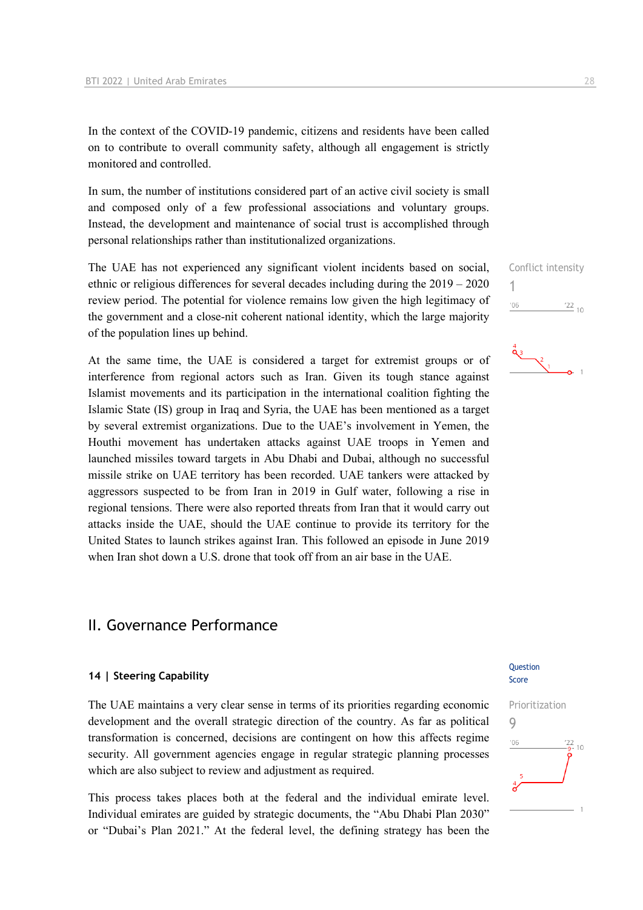In the context of the COVID-19 pandemic, citizens and residents have been called on to contribute to overall community safety, although all engagement is strictly monitored and controlled.

In sum, the number of institutions considered part of an active civil society is small and composed only of a few professional associations and voluntary groups. Instead, the development and maintenance of social trust is accomplished through personal relationships rather than institutionalized organizations.

Conflict intensity
1

The UAE has not experienced any significant violent incidents based on social, ethnic or religious differences for several decades including during the 2019 – 2020 review period. The potential for violence remains low given the high legitimacy of the government and a close-nit coherent national identity, which the large majority of the population lines up behind.

At the same time, the UAE is considered a target for extremist groups or of interference from regional actors such as Iran. Given its tough stance against Islamist movements and its participation in the international coalition fighting the Islamic State (IS) group in Iraq and Syria, the UAE has been mentioned as a target by several extremist organizations. Due to the UAE's involvement in Yemen, the Houthi movement has undertaken attacks against UAE troops in Yemen and launched missiles toward targets in Abu Dhabi and Dubai, although no successful missile strike on UAE territory has been recorded. UAE tankers were attacked by aggressors suspected to be from Iran in 2019 in Gulf water, following a rise in regional tensions. There were also reported threats from Iran that it would carry out attacks inside the UAE, should the UAE continue to provide its territory for the United States to launch strikes against Iran. This followed an episode in June 2019 when Iran shot down a U.S. drone that took off from an air base in the UAE.

# II. Governance Performance

## 14 | Steering Capability

Question Score

Prioritization
9

The UAE maintains a very clear sense in terms of its priorities regarding economic development and the overall strategic direction of the country. As far as political transformation is concerned, decisions are contingent on how this affects regime security. All government agencies engage in regular strategic planning processes which are also subject to review and adjustment as required.

This process takes places both at the federal and the individual emirate level. Individual emirates are guided by strategic documents, the "Abu Dhabi Plan 2030" or "Dubai's Plan 2021." At the federal level, the defining strategy has been the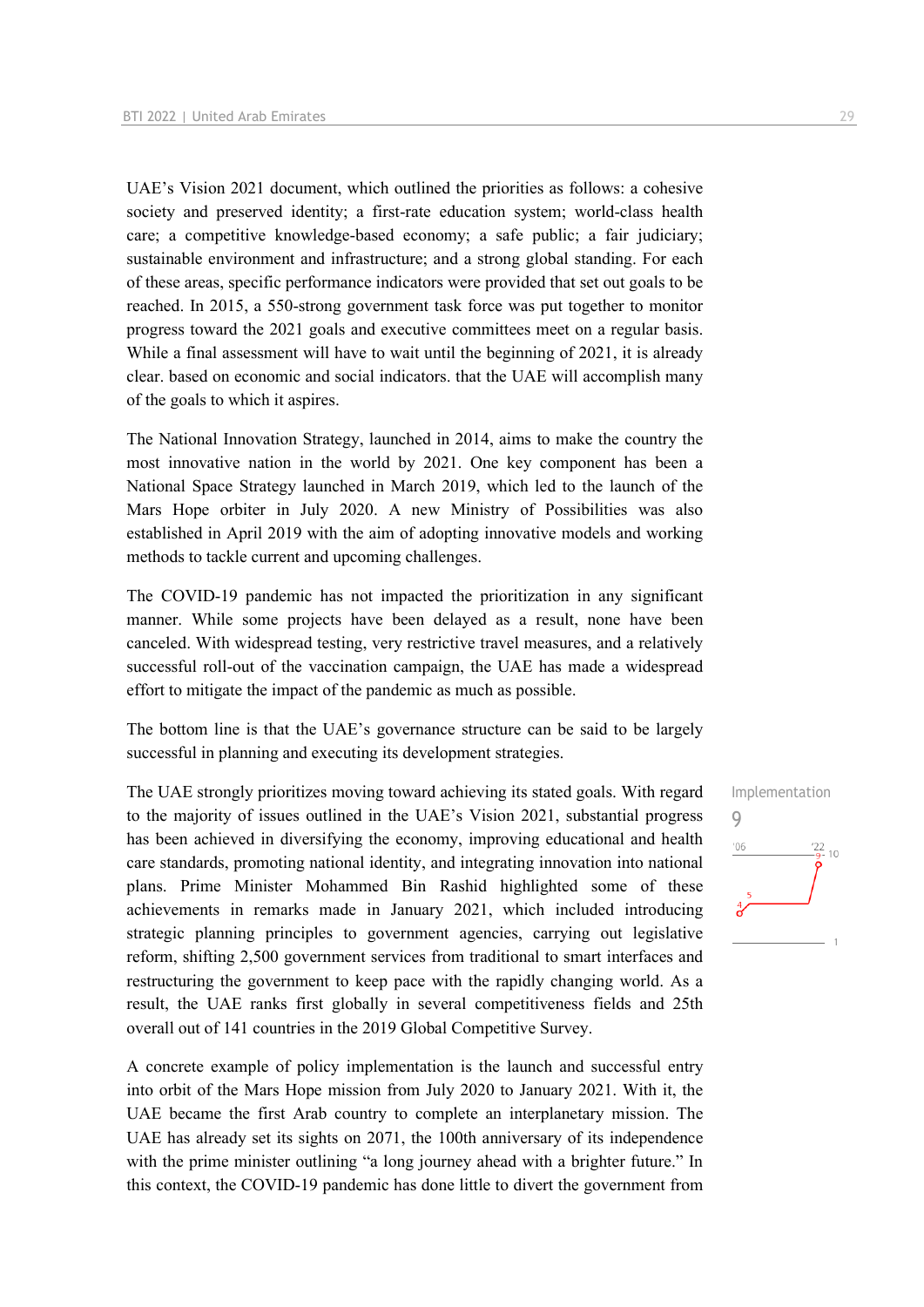UAE's Vision 2021 document, which outlined the priorities as follows: a cohesive society and preserved identity; a first-rate education system; world-class health care; a competitive knowledge-based economy; a safe public; a fair judiciary; sustainable environment and infrastructure; and a strong global standing. For each of these areas, specific performance indicators were provided that set out goals to be reached. In 2015, a 550-strong government task force was put together to monitor progress toward the 2021 goals and executive committees meet on a regular basis. While a final assessment will have to wait until the beginning of 2021, it is already clear. based on economic and social indicators. that the UAE will accomplish many of the goals to which it aspires.

The National Innovation Strategy, launched in 2014, aims to make the country the most innovative nation in the world by 2021. One key component has been a National Space Strategy launched in March 2019, which led to the launch of the Mars Hope orbiter in July 2020. A new Ministry of Possibilities was also established in April 2019 with the aim of adopting innovative models and working methods to tackle current and upcoming challenges.

The COVID-19 pandemic has not impacted the prioritization in any significant manner. While some projects have been delayed as a result, none have been canceled. With widespread testing, very restrictive travel measures, and a relatively successful roll-out of the vaccination campaign, the UAE has made a widespread effort to mitigate the impact of the pandemic as much as possible.

The bottom line is that the UAE's governance structure can be said to be largely successful in planning and executing its development strategies.

Implementation

9

The UAE strongly prioritizes moving toward achieving its stated goals. With regard to the majority of issues outlined in the UAE's Vision 2021, substantial progress has been achieved in diversifying the economy, improving educational and health care standards, promoting national identity, and integrating innovation into national plans. Prime Minister Mohammed Bin Rashid highlighted some of these achievements in remarks made in January 2021, which included introducing strategic planning principles to government agencies, carrying out legislative reform, shifting 2,500 government services from traditional to smart interfaces and restructuring the government to keep pace with the rapidly changing world. As a result, the UAE ranks first globally in several competitiveness fields and 25th overall out of 141 countries in the 2019 Global Competitive Survey.

A concrete example of policy implementation is the launch and successful entry into orbit of the Mars Hope mission from July 2020 to January 2021. With it, the UAE became the first Arab country to complete an interplanetary mission. The UAE has already set its sights on 2071, the 100th anniversary of its independence with the prime minister outlining "a long journey ahead with a brighter future." In this context, the COVID-19 pandemic has done little to divert the government from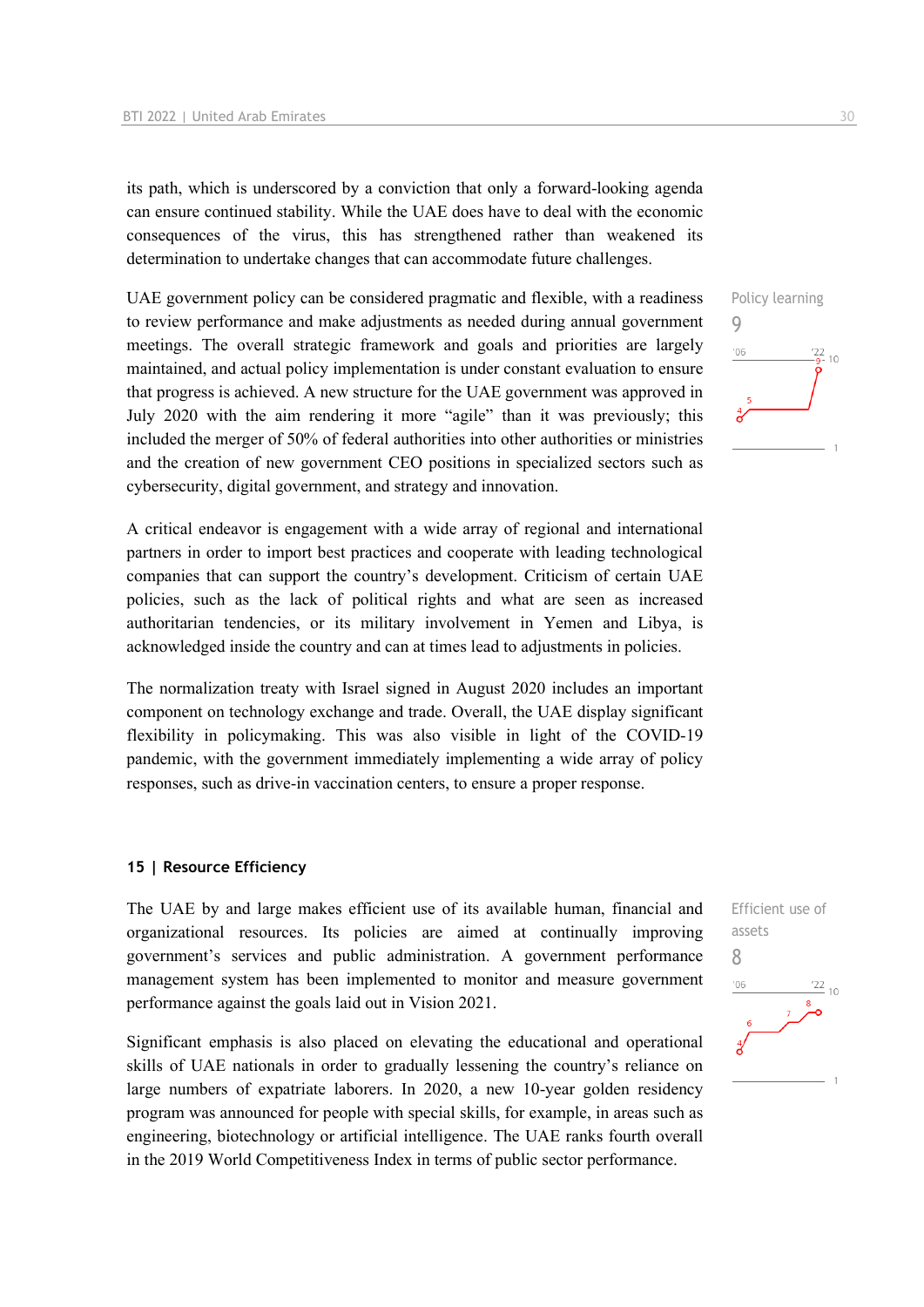its path, which is underscored by a conviction that only a forward-looking agenda can ensure continued stability. While the UAE does have to deal with the economic consequences of the virus, this has strengthened rather than weakened its determination to undertake changes that can accommodate future challenges.

Policy learning
9

UAE government policy can be considered pragmatic and flexible, with a readiness to review performance and make adjustments as needed during annual government meetings. The overall strategic framework and goals and priorities are largely maintained, and actual policy implementation is under constant evaluation to ensure that progress is achieved. A new structure for the UAE government was approved in July 2020 with the aim rendering it more "agile" than it was previously; this included the merger of 50% of federal authorities into other authorities or ministries and the creation of new government CEO positions in specialized sectors such as cybersecurity, digital government, and strategy and innovation.

A critical endeavor is engagement with a wide array of regional and international partners in order to import best practices and cooperate with leading technological companies that can support the country's development. Criticism of certain UAE policies, such as the lack of political rights and what are seen as increased authoritarian tendencies, or its military involvement in Yemen and Libya, is acknowledged inside the country and can at times lead to adjustments in policies.

The normalization treaty with Israel signed in August 2020 includes an important component on technology exchange and trade. Overall, the UAE display significant flexibility in policymaking. This was also visible in light of the COVID-19 pandemic, with the government immediately implementing a wide array of policy responses, such as drive-in vaccination centers, to ensure a proper response.

## 15 | Resource Efficiency

Efficient use of assets
8

The UAE by and large makes efficient use of its available human, financial and organizational resources. Its policies are aimed at continually improving government's services and public administration. A government performance management system has been implemented to monitor and measure government performance against the goals laid out in Vision 2021.

Significant emphasis is also placed on elevating the educational and operational skills of UAE nationals in order to gradually lessening the country's reliance on large numbers of expatriate laborers. In 2020, a new 10-year golden residency program was announced for people with special skills, for example, in areas such as engineering, biotechnology or artificial intelligence. The UAE ranks fourth overall in the 2019 World Competitiveness Index in terms of public sector performance.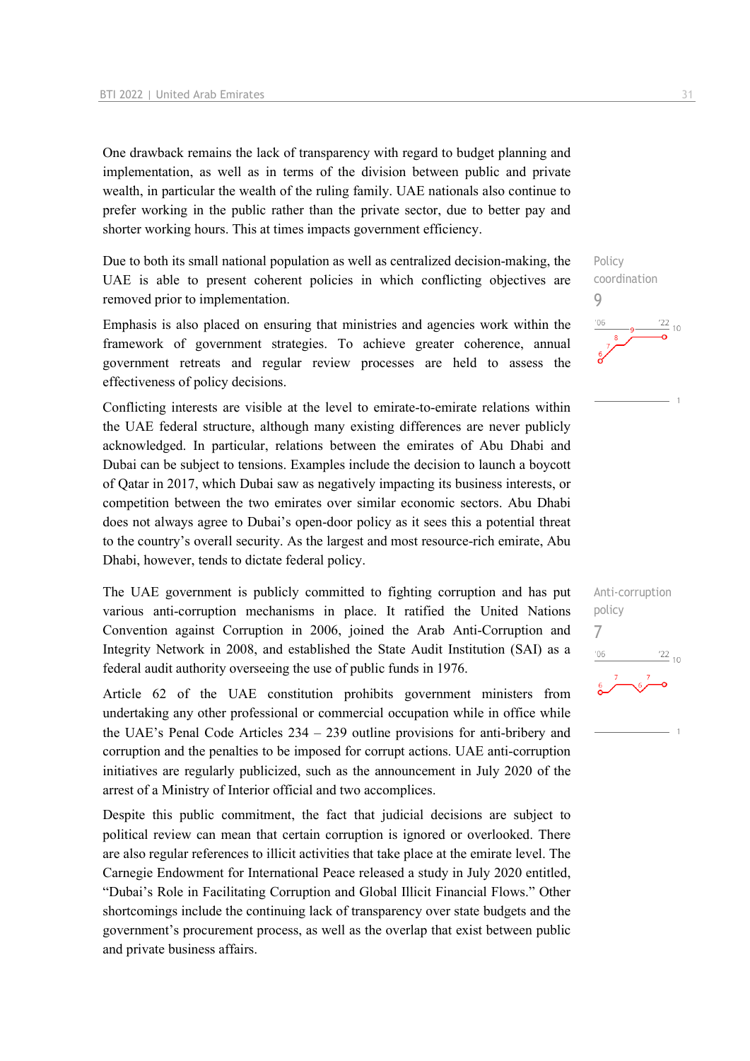One drawback remains the lack of transparency with regard to budget planning and implementation, as well as in terms of the division between public and private wealth, in particular the wealth of the ruling family. UAE nationals also continue to prefer working in the public rather than the private sector, due to better pay and shorter working hours. This at times impacts government efficiency.

Policy coordination
9

Due to both its small national population as well as centralized decision-making, the UAE is able to present coherent policies in which conflicting objectives are removed prior to implementation.

Emphasis is also placed on ensuring that ministries and agencies work within the framework of government strategies. To achieve greater coherence, annual government retreats and regular review processes are held to assess the effectiveness of policy decisions.

Conflicting interests are visible at the level to emirate-to-emirate relations within the UAE federal structure, although many existing differences are never publicly acknowledged. In particular, relations between the emirates of Abu Dhabi and Dubai can be subject to tensions. Examples include the decision to launch a boycott of Qatar in 2017, which Dubai saw as negatively impacting its business interests, or competition between the two emirates over similar economic sectors. Abu Dhabi does not always agree to Dubai's open-door policy as it sees this a potential threat to the country's overall security. As the largest and most resource-rich emirate, Abu Dhabi, however, tends to dictate federal policy.

Anti-corruption policy
7

The UAE government is publicly committed to fighting corruption and has put various anti-corruption mechanisms in place. It ratified the United Nations Convention against Corruption in 2006, joined the Arab Anti-Corruption and Integrity Network in 2008, and established the State Audit Institution (SAI) as a federal audit authority overseeing the use of public funds in 1976.

Article 62 of the UAE constitution prohibits government ministers from undertaking any other professional or commercial occupation while in office while the UAE's Penal Code Articles 234 – 239 outline provisions for anti-bribery and corruption and the penalties to be imposed for corrupt actions. UAE anti-corruption initiatives are regularly publicized, such as the announcement in July 2020 of the arrest of a Ministry of Interior official and two accomplices.

Despite this public commitment, the fact that judicial decisions are subject to political review can mean that certain corruption is ignored or overlooked. There are also regular references to illicit activities that take place at the emirate level. The Carnegie Endowment for International Peace released a study in July 2020 entitled, "Dubai's Role in Facilitating Corruption and Global Illicit Financial Flows." Other shortcomings include the continuing lack of transparency over state budgets and the government's procurement process, as well as the overlap that exist between public and private business affairs.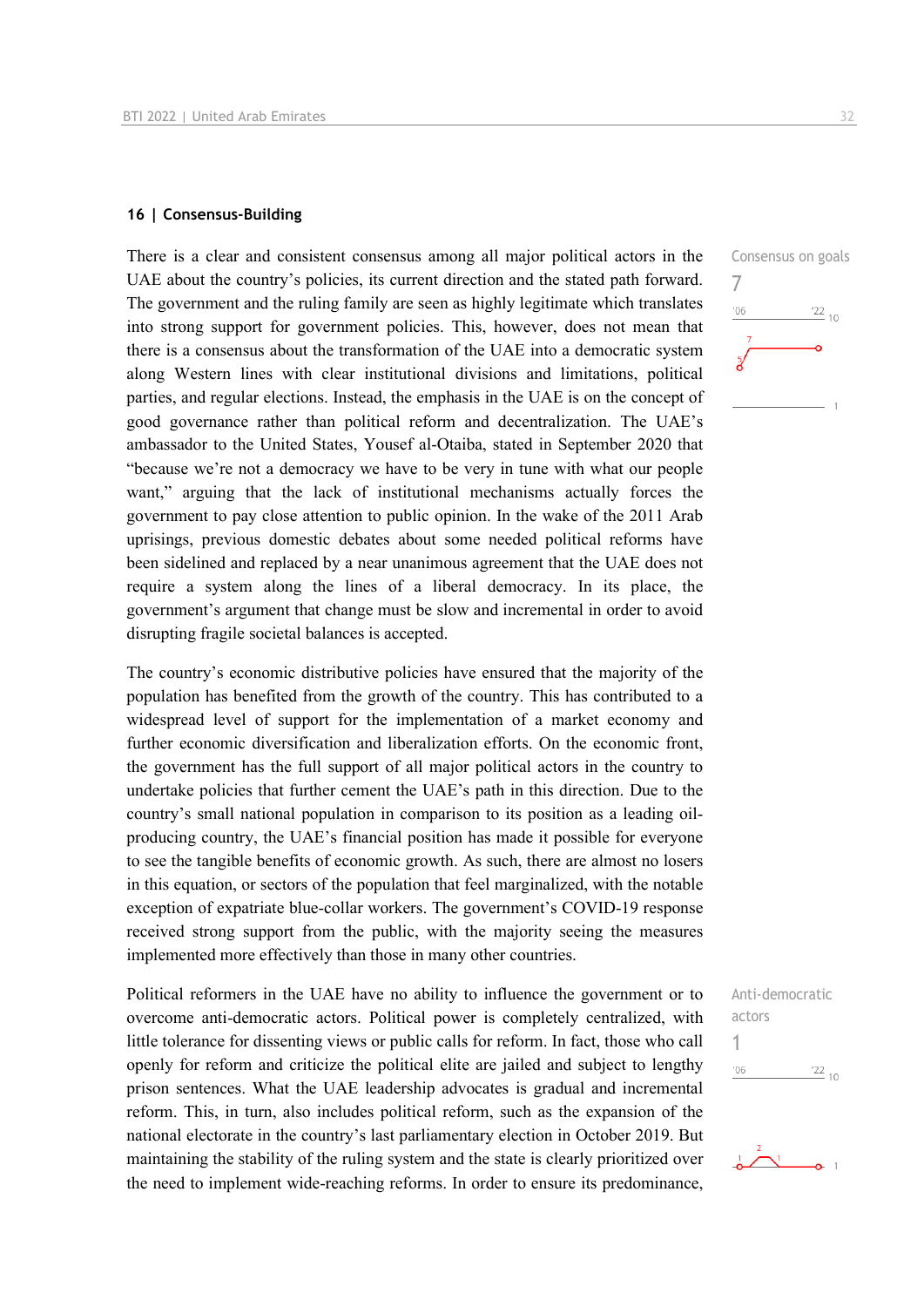## 16 | Consensus-Building

Consensus on goals

7

There is a clear and consistent consensus among all major political actors in the UAE about the country's policies, its current direction and the stated path forward. The government and the ruling family are seen as highly legitimate which translates into strong support for government policies. This, however, does not mean that there is a consensus about the transformation of the UAE into a democratic system along Western lines with clear institutional divisions and limitations, political parties, and regular elections. Instead, the emphasis in the UAE is on the concept of good governance rather than political reform and decentralization. The UAE's ambassador to the United States, Yousef al-Otaiba, stated in September 2020 that "because we're not a democracy we have to be very in tune with what our people want," arguing that the lack of institutional mechanisms actually forces the government to pay close attention to public opinion. In the wake of the 2011 Arab uprisings, previous domestic debates about some needed political reforms have been sidelined and replaced by a near unanimous agreement that the UAE does not require a system along the lines of a liberal democracy. In its place, the government's argument that change must be slow and incremental in order to avoid disrupting fragile societal balances is accepted.

The country's economic distributive policies have ensured that the majority of the population has benefited from the growth of the country. This has contributed to a widespread level of support for the implementation of a market economy and further economic diversification and liberalization efforts. On the economic front, the government has the full support of all major political actors in the country to undertake policies that further cement the UAE's path in this direction. Due to the country's small national population in comparison to its position as a leading oil-producing country, the UAE's financial position has made it possible for everyone to see the tangible benefits of economic growth. As such, there are almost no losers in this equation, or sectors of the population that feel marginalized, with the notable exception of expatriate blue-collar workers. The government's COVID-19 response received strong support from the public, with the majority seeing the measures implemented more effectively than those in many other countries.

Anti-democratic actors

1

Political reformers in the UAE have no ability to influence the government or to overcome anti-democratic actors. Political power is completely centralized, with little tolerance for dissenting views or public calls for reform. In fact, those who call openly for reform and criticize the political elite are jailed and subject to lengthy prison sentences. What the UAE leadership advocates is gradual and incremental reform. This, in turn, also includes political reform, such as the expansion of the national electorate in the country's last parliamentary election in October 2019. But maintaining the stability of the ruling system and the state is clearly prioritized over the need to implement wide-reaching reforms. In order to ensure its predominance,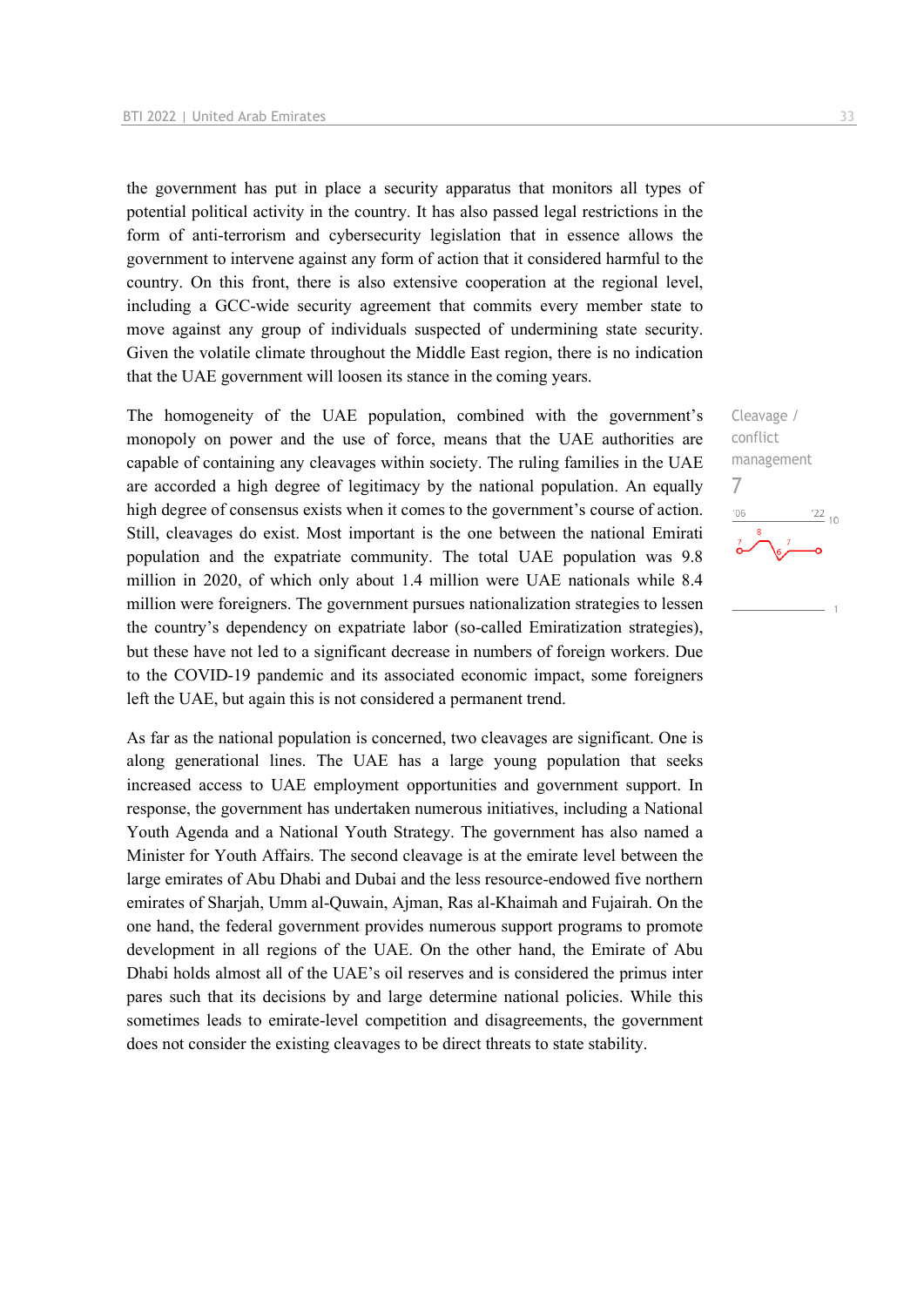the government has put in place a security apparatus that monitors all types of potential political activity in the country. It has also passed legal restrictions in the form of anti-terrorism and cybersecurity legislation that in essence allows the government to intervene against any form of action that it considered harmful to the country. On this front, there is also extensive cooperation at the regional level, including a GCC-wide security agreement that commits every member state to move against any group of individuals suspected of undermining state security. Given the volatile climate throughout the Middle East region, there is no indication that the UAE government will loosen its stance in the coming years.

Cleavage / conflict management
7

The homogeneity of the UAE population, combined with the government's monopoly on power and the use of force, means that the UAE authorities are capable of containing any cleavages within society. The ruling families in the UAE are accorded a high degree of legitimacy by the national population. An equally high degree of consensus exists when it comes to the government's course of action. Still, cleavages do exist. Most important is the one between the national Emirati population and the expatriate community. The total UAE population was 9.8 million in 2020, of which only about 1.4 million were UAE nationals while 8.4 million were foreigners. The government pursues nationalization strategies to lessen the country's dependency on expatriate labor (so-called Emiratization strategies), but these have not led to a significant decrease in numbers of foreign workers. Due to the COVID-19 pandemic and its associated economic impact, some foreigners left the UAE, but again this is not considered a permanent trend.

As far as the national population is concerned, two cleavages are significant. One is along generational lines. The UAE has a large young population that seeks increased access to UAE employment opportunities and government support. In response, the government has undertaken numerous initiatives, including a National Youth Agenda and a National Youth Strategy. The government has also named a Minister for Youth Affairs. The second cleavage is at the emirate level between the large emirates of Abu Dhabi and Dubai and the less resource-endowed five northern emirates of Sharjah, Umm al-Quwain, Ajman, Ras al-Khaimah and Fujairah. On the one hand, the federal government provides numerous support programs to promote development in all regions of the UAE. On the other hand, the Emirate of Abu Dhabi holds almost all of the UAE's oil reserves and is considered the primus inter pares such that its decisions by and large determine national policies. While this sometimes leads to emirate-level competition and disagreements, the government does not consider the existing cleavages to be direct threats to state stability.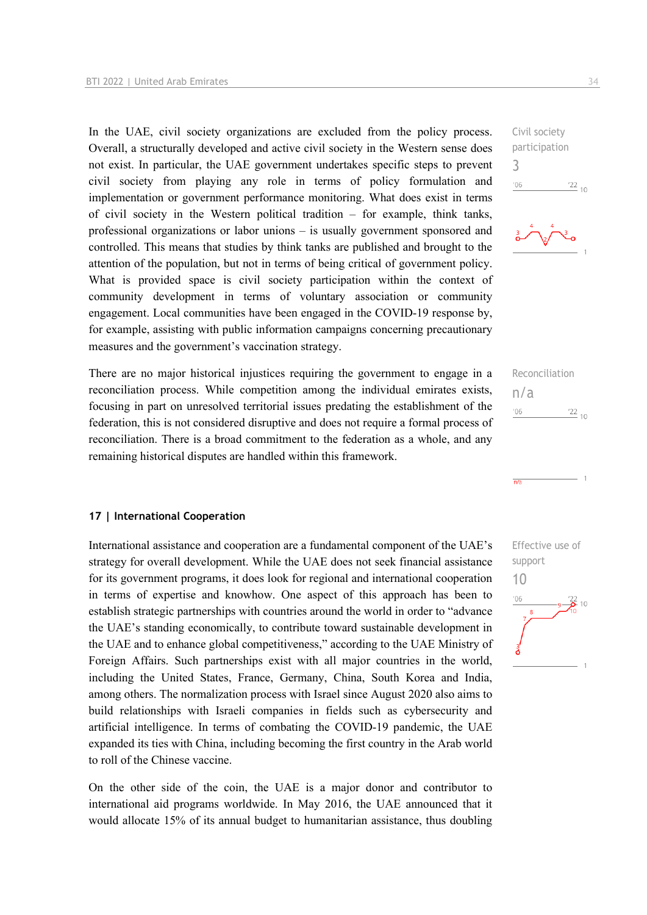In the UAE, civil society organizations are excluded from the policy process. Overall, a structurally developed and active civil society in the Western sense does not exist. In particular, the UAE government undertakes specific steps to prevent civil society from playing any role in terms of policy formulation and implementation or government performance monitoring. What does exist in terms of civil society in the Western political tradition – for example, think tanks, professional organizations or labor unions – is usually government sponsored and controlled. This means that studies by think tanks are published and brought to the attention of the population, but not in terms of being critical of government policy. What is provided space is civil society participation within the context of community development in terms of voluntary association or community engagement. Local communities have been engaged in the COVID-19 response by, for example, assisting with public information campaigns concerning precautionary measures and the government's vaccination strategy.

Civil society participation
3

There are no major historical injustices requiring the government to engage in a reconciliation process. While competition among the individual emirates exists, focusing in part on unresolved territorial issues predating the establishment of the federation, this is not considered disruptive and does not require a formal process of reconciliation. There is a broad commitment to the federation as a whole, and any remaining historical disputes are handled within this framework.

Reconciliation
n/a

## 17 | International Cooperation

International assistance and cooperation are a fundamental component of the UAE's strategy for overall development. While the UAE does not seek financial assistance for its government programs, it does look for regional and international cooperation in terms of expertise and knowhow. One aspect of this approach has been to establish strategic partnerships with countries around the world in order to "advance the UAE's standing economically, to contribute toward sustainable development in the UAE and to enhance global competitiveness," according to the UAE Ministry of Foreign Affairs. Such partnerships exist with all major countries in the world, including the United States, France, Germany, China, South Korea and India, among others. The normalization process with Israel since August 2020 also aims to build relationships with Israeli companies in fields such as cybersecurity and artificial intelligence. In terms of combating the COVID-19 pandemic, the UAE expanded its ties with China, including becoming the first country in the Arab world to roll of the Chinese vaccine.

Effective use of support
10

On the other side of the coin, the UAE is a major donor and contributor to international aid programs worldwide. In May 2016, the UAE announced that it would allocate 15% of its annual budget to humanitarian assistance, thus doubling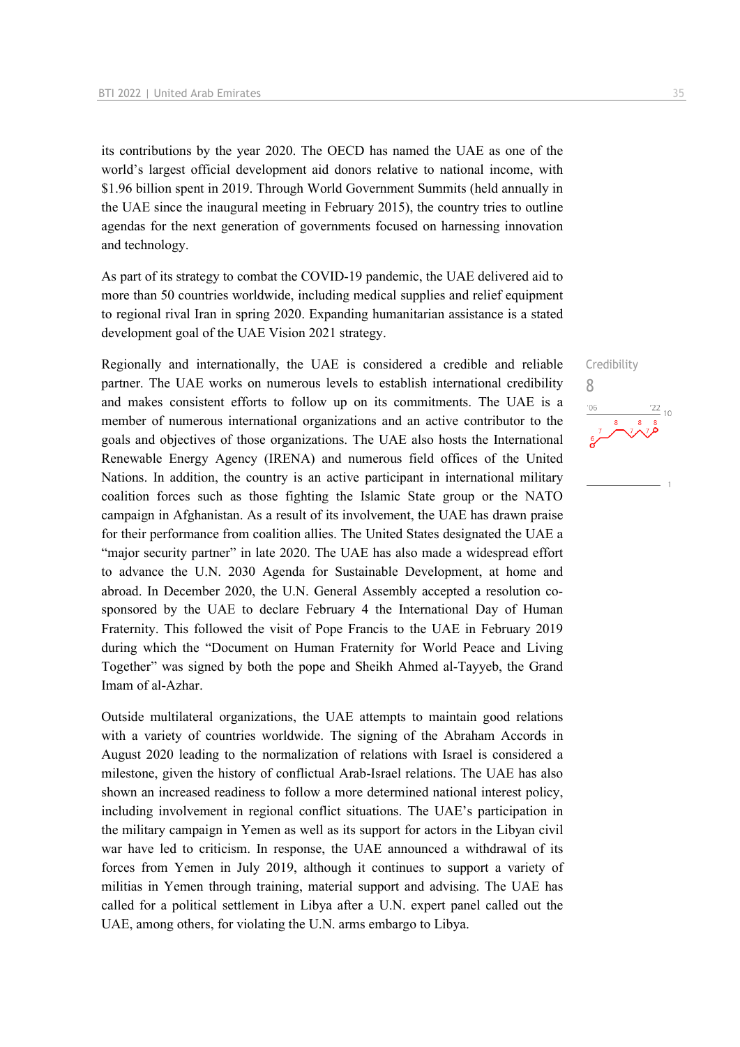its contributions by the year 2020. The OECD has named the UAE as one of the world's largest official development aid donors relative to national income, with $1.96 billion spent in 2019. Through World Government Summits (held annually in the UAE since the inaugural meeting in February 2015), the country tries to outline agendas for the next generation of governments focused on harnessing innovation and technology.

As part of its strategy to combat the COVID-19 pandemic, the UAE delivered aid to more than 50 countries worldwide, including medical supplies and relief equipment to regional rival Iran in spring 2020. Expanding humanitarian assistance is a stated development goal of the UAE Vision 2021 strategy.

Credibility
8

Regionally and internationally, the UAE is considered a credible and reliable partner. The UAE works on numerous levels to establish international credibility and makes consistent efforts to follow up on its commitments. The UAE is a member of numerous international organizations and an active contributor to the goals and objectives of those organizations. The UAE also hosts the International Renewable Energy Agency (IRENA) and numerous field offices of the United Nations. In addition, the country is an active participant in international military coalition forces such as those fighting the Islamic State group or the NATO campaign in Afghanistan. As a result of its involvement, the UAE has drawn praise for their performance from coalition allies. The United States designated the UAE a "major security partner" in late 2020. The UAE has also made a widespread effort to advance the U.N. 2030 Agenda for Sustainable Development, at home and abroad. In December 2020, the U.N. General Assembly accepted a resolution co-sponsored by the UAE to declare February 4 the International Day of Human Fraternity. This followed the visit of Pope Francis to the UAE in February 2019 during which the "Document on Human Fraternity for World Peace and Living Together" was signed by both the pope and Sheikh Ahmed al-Tayyeb, the Grand Imam of al-Azhar.

Outside multilateral organizations, the UAE attempts to maintain good relations with a variety of countries worldwide. The signing of the Abraham Accords in August 2020 leading to the normalization of relations with Israel is considered a milestone, given the history of conflictual Arab-Israel relations. The UAE has also shown an increased readiness to follow a more determined national interest policy, including involvement in regional conflict situations. The UAE's participation in the military campaign in Yemen as well as its support for actors in the Libyan civil war have led to criticism. In response, the UAE announced a withdrawal of its forces from Yemen in July 2019, although it continues to support a variety of militias in Yemen through training, material support and advising. The UAE has called for a political settlement in Libya after a U.N. expert panel called out the UAE, among others, for violating the U.N. arms embargo to Libya.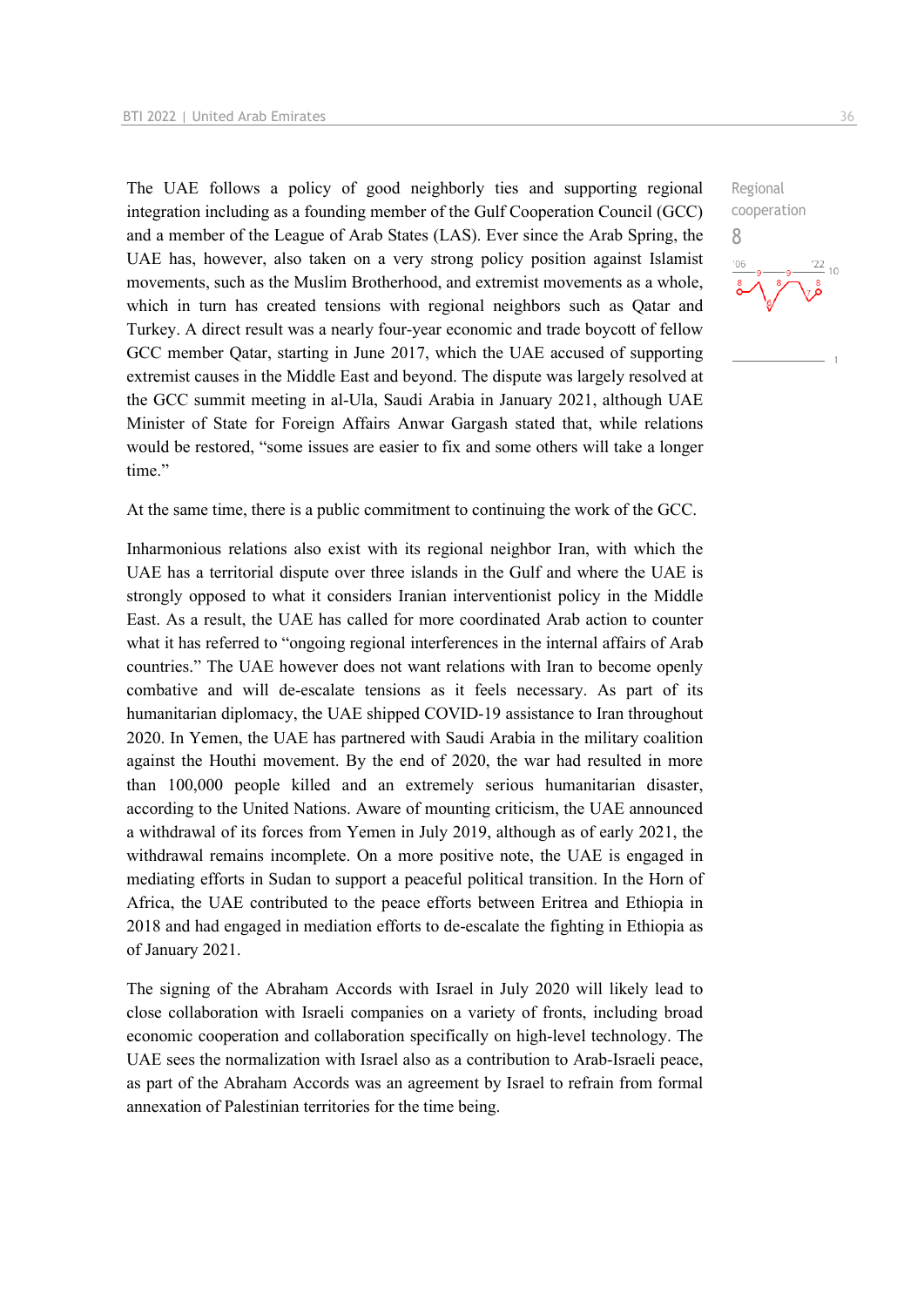Regional cooperation
8

The UAE follows a policy of good neighborly ties and supporting regional integration including as a founding member of the Gulf Cooperation Council (GCC) and a member of the League of Arab States (LAS). Ever since the Arab Spring, the UAE has, however, also taken on a very strong policy position against Islamist movements, such as the Muslim Brotherhood, and extremist movements as a whole, which in turn has created tensions with regional neighbors such as Qatar and Turkey. A direct result was a nearly four-year economic and trade boycott of fellow GCC member Qatar, starting in June 2017, which the UAE accused of supporting extremist causes in the Middle East and beyond. The dispute was largely resolved at the GCC summit meeting in al-Ula, Saudi Arabia in January 2021, although UAE Minister of State for Foreign Affairs Anwar Gargash stated that, while relations would be restored, "some issues are easier to fix and some others will take a longer time."

At the same time, there is a public commitment to continuing the work of the GCC.

Inharmonious relations also exist with its regional neighbor Iran, with which the UAE has a territorial dispute over three islands in the Gulf and where the UAE is strongly opposed to what it considers Iranian interventionist policy in the Middle East. As a result, the UAE has called for more coordinated Arab action to counter what it has referred to "ongoing regional interferences in the internal affairs of Arab countries." The UAE however does not want relations with Iran to become openly combative and will de-escalate tensions as it feels necessary. As part of its humanitarian diplomacy, the UAE shipped COVID-19 assistance to Iran throughout 2020. In Yemen, the UAE has partnered with Saudi Arabia in the military coalition against the Houthi movement. By the end of 2020, the war had resulted in more than 100,000 people killed and an extremely serious humanitarian disaster, according to the United Nations. Aware of mounting criticism, the UAE announced a withdrawal of its forces from Yemen in July 2019, although as of early 2021, the withdrawal remains incomplete. On a more positive note, the UAE is engaged in mediating efforts in Sudan to support a peaceful political transition. In the Horn of Africa, the UAE contributed to the peace efforts between Eritrea and Ethiopia in 2018 and had engaged in mediation efforts to de-escalate the fighting in Ethiopia as of January 2021.

The signing of the Abraham Accords with Israel in July 2020 will likely lead to close collaboration with Israeli companies on a variety of fronts, including broad economic cooperation and collaboration specifically on high-level technology. The UAE sees the normalization with Israel also as a contribution to Arab-Israeli peace, as part of the Abraham Accords was an agreement by Israel to refrain from formal annexation of Palestinian territories for the time being.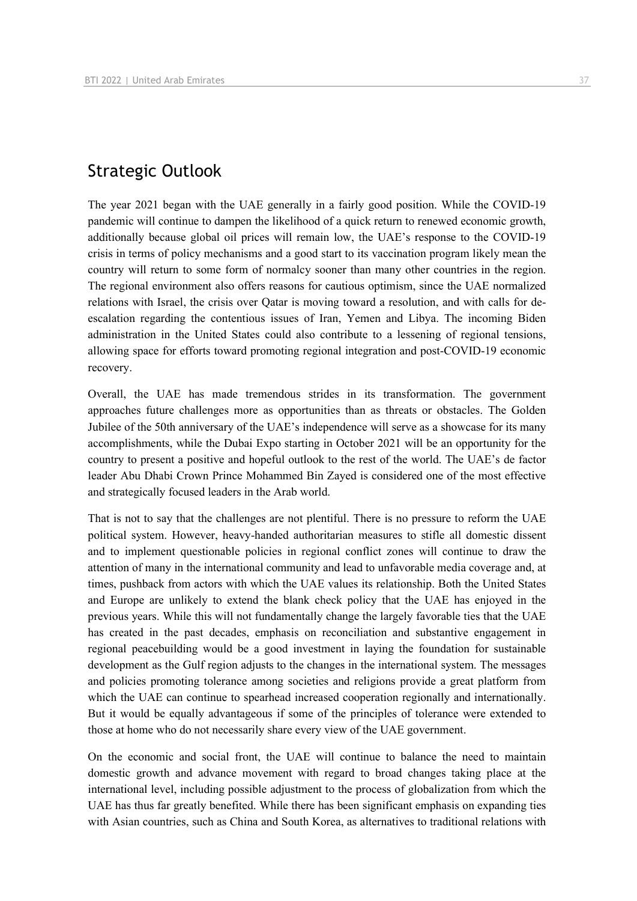## Strategic Outlook

The year 2021 began with the UAE generally in a fairly good position. While the COVID-19 pandemic will continue to dampen the likelihood of a quick return to renewed economic growth, additionally because global oil prices will remain low, the UAE's response to the COVID-19 crisis in terms of policy mechanisms and a good start to its vaccination program likely mean the country will return to some form of normalcy sooner than many other countries in the region. The regional environment also offers reasons for cautious optimism, since the UAE normalized relations with Israel, the crisis over Qatar is moving toward a resolution, and with calls for de-escalation regarding the contentious issues of Iran, Yemen and Libya. The incoming Biden administration in the United States could also contribute to a lessening of regional tensions, allowing space for efforts toward promoting regional integration and post-COVID-19 economic recovery.

Overall, the UAE has made tremendous strides in its transformation. The government approaches future challenges more as opportunities than as threats or obstacles. The Golden Jubilee of the 50th anniversary of the UAE's independence will serve as a showcase for its many accomplishments, while the Dubai Expo starting in October 2021 will be an opportunity for the country to present a positive and hopeful outlook to the rest of the world. The UAE's de factor leader Abu Dhabi Crown Prince Mohammed Bin Zayed is considered one of the most effective and strategically focused leaders in the Arab world.

That is not to say that the challenges are not plentiful. There is no pressure to reform the UAE political system. However, heavy-handed authoritarian measures to stifle all domestic dissent and to implement questionable policies in regional conflict zones will continue to draw the attention of many in the international community and lead to unfavorable media coverage and, at times, pushback from actors with which the UAE values its relationship. Both the United States and Europe are unlikely to extend the blank check policy that the UAE has enjoyed in the previous years. While this will not fundamentally change the largely favorable ties that the UAE has created in the past decades, emphasis on reconciliation and substantive engagement in regional peacebuilding would be a good investment in laying the foundation for sustainable development as the Gulf region adjusts to the changes in the international system. The messages and policies promoting tolerance among societies and religions provide a great platform from which the UAE can continue to spearhead increased cooperation regionally and internationally. But it would be equally advantageous if some of the principles of tolerance were extended to those at home who do not necessarily share every view of the UAE government.

On the economic and social front, the UAE will continue to balance the need to maintain domestic growth and advance movement with regard to broad changes taking place at the international level, including possible adjustment to the process of globalization from which the UAE has thus far greatly benefited. While there has been significant emphasis on expanding ties with Asian countries, such as China and South Korea, as alternatives to traditional relations with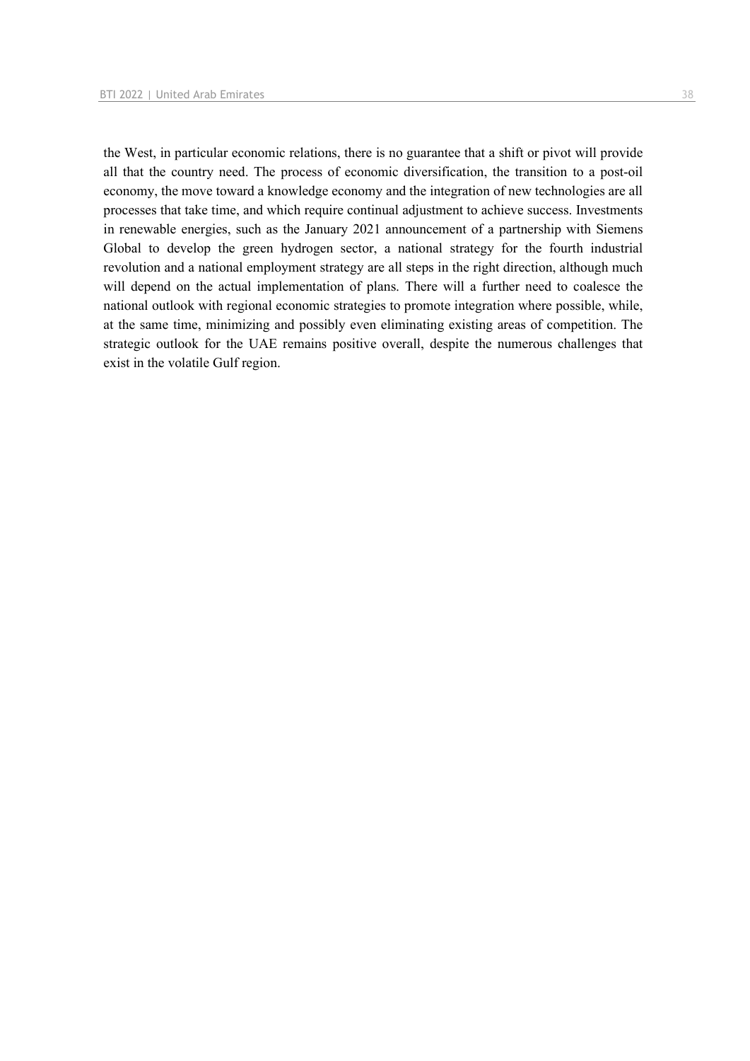the West, in particular economic relations, there is no guarantee that a shift or pivot will provide all that the country need. The process of economic diversification, the transition to a post-oil economy, the move toward a knowledge economy and the integration of new technologies are all processes that take time, and which require continual adjustment to achieve success. Investments in renewable energies, such as the January 2021 announcement of a partnership with Siemens Global to develop the green hydrogen sector, a national strategy for the fourth industrial revolution and a national employment strategy are all steps in the right direction, although much will depend on the actual implementation of plans. There will a further need to coalesce the national outlook with regional economic strategies to promote integration where possible, while, at the same time, minimizing and possibly even eliminating existing areas of competition. The strategic outlook for the UAE remains positive overall, despite the numerous challenges that exist in the volatile Gulf region.